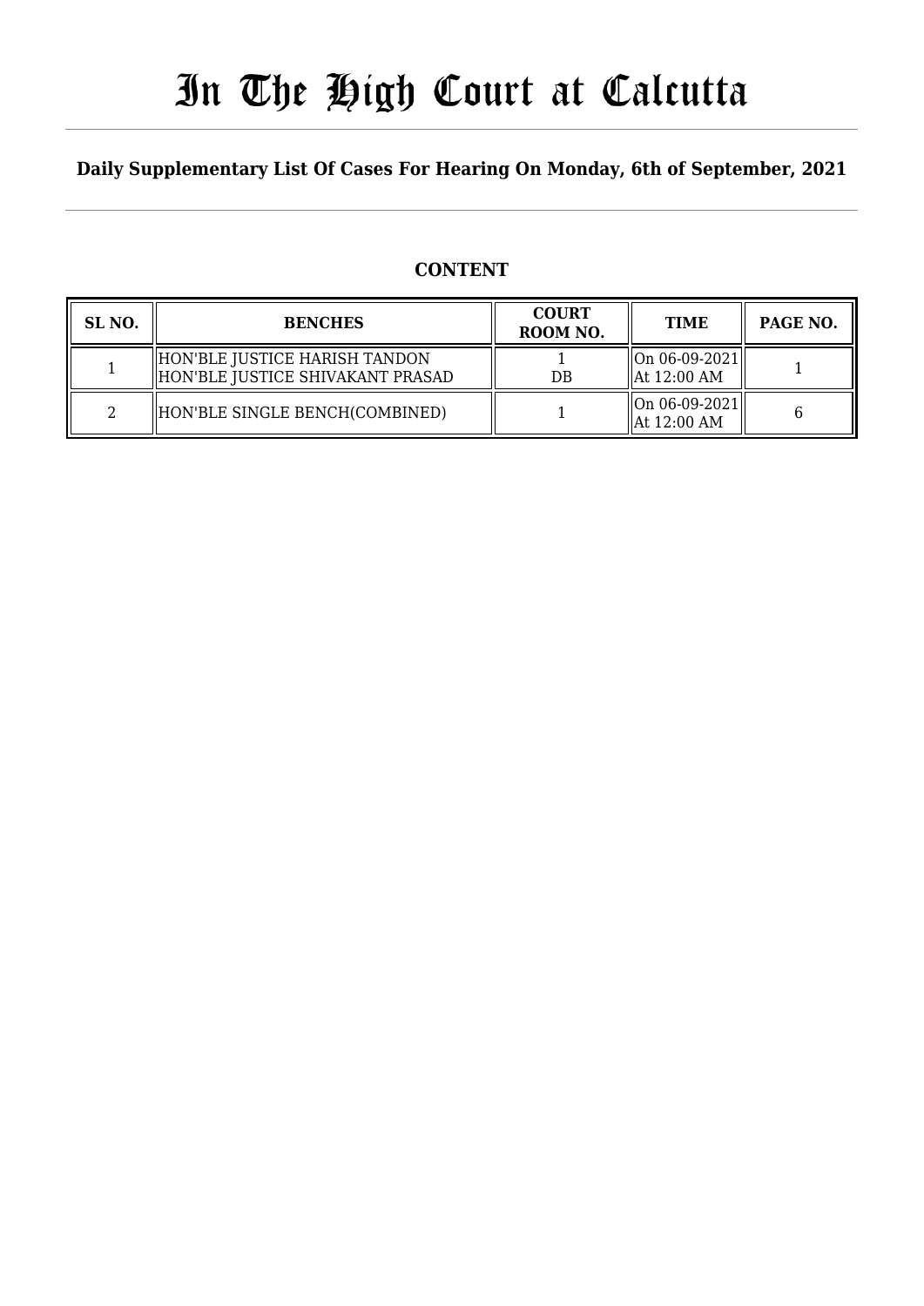# In The High Court at Calcutta

**Daily Supplementary List Of Cases For Hearing On Monday, 6th of September, 2021**

## CONTENT

| SL NO. | BENCHES | COURT ROOM NO. | TIME | PAGE NO. |
|---|---|---|---|---|
| 1 | HON'BLE JUSTICE HARISH TANDON<br>HON'BLE JUSTICE SHIVAKANT PRASAD | 1<br>DB | On 06-09-2021<br>At 12:00 AM | 1 |
| 2 | HON'BLE SINGLE BENCH(COMBINED) | 1 | On 06-09-2021<br>At 12:00 AM | 6 |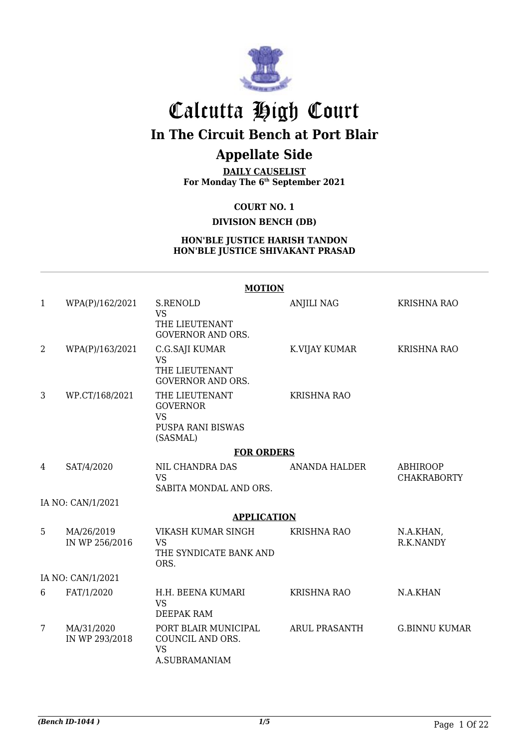# Calcutta High Court

## In The Circuit Bench at Port Blair

## Appellate Side

**DAILY CAUSELIST**
**For Monday The 6th September 2021**

**COURT NO. 1**

**DIVISION BENCH (DB)**

**HON'BLE JUSTICE HARISH TANDON**
**HON'BLE JUSTICE SHIVAKANT PRASAD**

---

**MOTION**

| | | | | |
|---|---|---|---|---|
| 1 | WPA(P)/162/2021 | S.RENOLD VS THE LIEUTENANT GOVERNOR AND ORS. | ANJILI NAG | KRISHNA RAO |
| 2 | WPA(P)/163/2021 | C.G.SAJI KUMAR VS THE LIEUTENANT GOVERNOR AND ORS. | K.VIJAY KUMAR | KRISHNA RAO |
| 3 | WP.CT/168/2021 | THE LIEUTENANT GOVERNOR VS PUSPA RANI BISWAS (SASMAL) | KRISHNA RAO | |

**FOR ORDERS**

| | | | | |
|---|---|---|---|---|
| 4 | SAT/4/2020 | NIL CHANDRA DAS VS SABITA MONDAL AND ORS. | ANANDA HALDER | ABHIROOP CHAKRABORTY |

IA NO: CAN/1/2021

**APPLICATION**

| | | | | |
|---|---|---|---|---|
| 5 | MA/26/2019 IN WP 256/2016 | VIKASH KUMAR SINGH VS THE SYNDICATE BANK AND ORS. | KRISHNA RAO | N.A.KHAN, R.K.NANDY |

IA NO: CAN/1/2021

| | | | | |
|---|---|---|---|---|
| 6 | FAT/1/2020 | H.H. BEENA KUMARI VS DEEPAK RAM | KRISHNA RAO | N.A.KHAN |
| 7 | MA/31/2020 IN WP 293/2018 | PORT BLAIR MUNICIPAL COUNCIL AND ORS. VS A.SUBRAMANIAM | ARUL PRASANTH | G.BINNU KUMAR |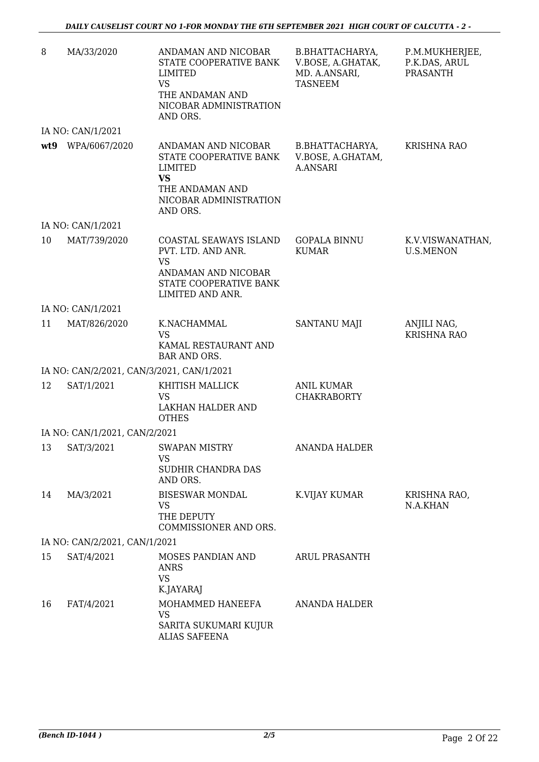| 8 | MA/33/2020 | ANDAMAN AND NICOBAR STATE COOPERATIVE BANK LIMITED<br>VS<br>THE ANDAMAN AND NICOBAR ADMINISTRATION AND ORS. | B.BHATTACHARYA, V.BOSE, A.GHATAK, MD. A.ANSARI, TASNEEM | P.M.MUKHERJEE, P.K.DAS, ARUL PRASANTH |
|---|---|---|---|---|
| | IA NO: CAN/1/2021 | | | |
| **wt9** | WPA/6067/2020 | ANDAMAN AND NICOBAR STATE COOPERATIVE BANK LIMITED<br>**VS**<br>THE ANDAMAN AND NICOBAR ADMINISTRATION AND ORS. | B.BHATTACHARYA, V.BOSE, A.GHATAM, A.ANSARI | KRISHNA RAO |
| | IA NO: CAN/1/2021 | | | |
| 10 | MAT/739/2020 | COASTAL SEAWAYS ISLAND PVT. LTD. AND ANR.<br>VS<br>ANDAMAN AND NICOBAR STATE COOPERATIVE BANK LIMITED AND ANR. | GOPALA BINNU KUMAR | K.V.VISWANATHAN, U.S.MENON |
| | IA NO: CAN/1/2021 | | | |
| 11 | MAT/826/2020 | K.NACHAMMAL<br>VS<br>KAMAL RESTAURANT AND BAR AND ORS. | SANTANU MAJI | ANJILI NAG, KRISHNA RAO |
| | IA NO: CAN/2/2021, CAN/3/2021, CAN/1/2021 | | | |
| 12 | SAT/1/2021 | KHITISH MALLICK<br>VS<br>LAKHAN HALDER AND OTHES | ANIL KUMAR CHAKRABORTY | |
| | IA NO: CAN/1/2021, CAN/2/2021 | | | |
| 13 | SAT/3/2021 | SWAPAN MISTRY<br>VS<br>SUDHIR CHANDRA DAS AND ORS. | ANANDA HALDER | |
| 14 | MA/3/2021 | BISESWAR MONDAL<br>VS<br>THE DEPUTY COMMISSIONER AND ORS. | K.VIJAY KUMAR | KRISHNA RAO, N.A.KHAN |
| | IA NO: CAN/2/2021, CAN/1/2021 | | | |
| 15 | SAT/4/2021 | MOSES PANDIAN AND ANRS<br>VS<br>K.JAYARAJ | ARUL PRASANTH | |
| 16 | FAT/4/2021 | MOHAMMED HANEEFA<br>VS<br>SARITA SUKUMARI KUJUR ALIAS SAFEENA | ANANDA HALDER | |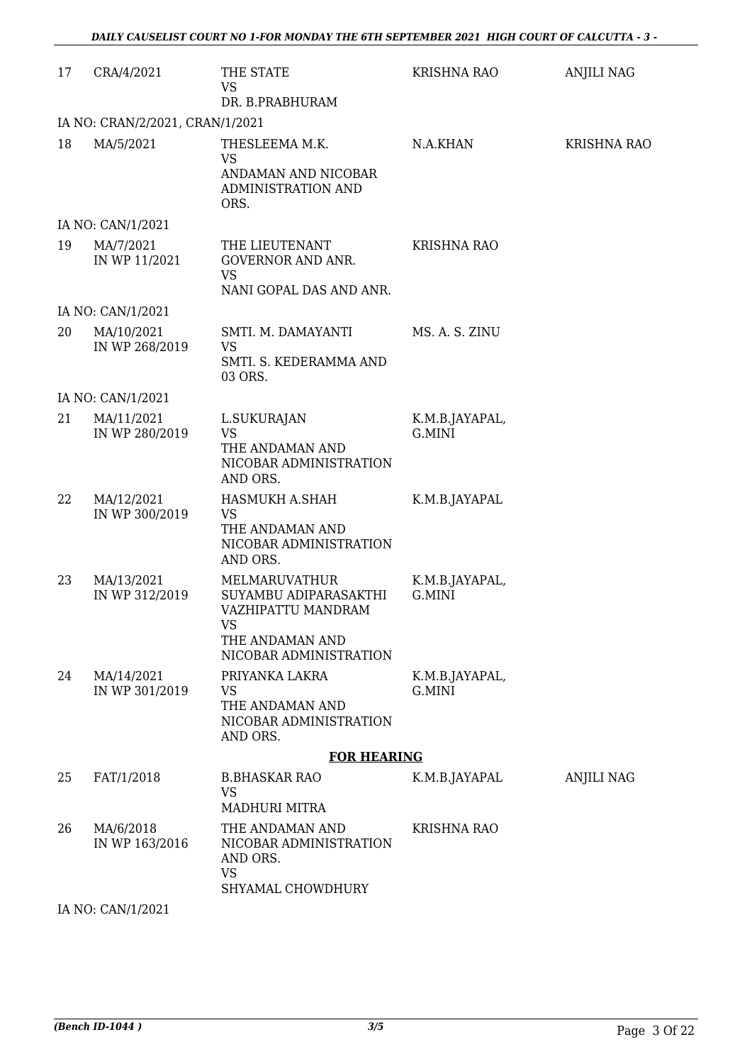| | | | | |
|---|---|---|---|---|
| 17 | CRA/4/2021 | THE STATE<br>VS<br>DR. B.PRABHURAM | KRISHNA RAO | ANJILI NAG |
| IA NO: CRAN/2/2021, CRAN/1/2021 | | | | |
| 18 | MA/5/2021 | THESLEEMA M.K.<br>VS<br>ANDAMAN AND NICOBAR ADMINISTRATION AND ORS. | N.A.KHAN | KRISHNA RAO |
| IA NO: CAN/1/2021 | | | | |
| 19 | MA/7/2021<br>IN WP 11/2021 | THE LIEUTENANT GOVERNOR AND ANR.<br>VS<br>NANI GOPAL DAS AND ANR. | KRISHNA RAO | |
| IA NO: CAN/1/2021 | | | | |
| 20 | MA/10/2021<br>IN WP 268/2019 | SMTI. M. DAMAYANTI<br>VS<br>SMTI. S. KEDERAMMA AND 03 ORS. | MS. A. S. ZINU | |
| IA NO: CAN/1/2021 | | | | |
| 21 | MA/11/2021<br>IN WP 280/2019 | L.SUKURAJAN<br>VS<br>THE ANDAMAN AND NICOBAR ADMINISTRATION AND ORS. | K.M.B.JAYAPAL, G.MINI | |
| 22 | MA/12/2021<br>IN WP 300/2019 | HASMUKH A.SHAH<br>VS<br>THE ANDAMAN AND NICOBAR ADMINISTRATION AND ORS. | K.M.B.JAYAPAL | |
| 23 | MA/13/2021<br>IN WP 312/2019 | MELMARUVATHUR SUYAMBU ADIPARASAKTHI VAZHIPATTU MANDRAM<br>VS<br>THE ANDAMAN AND NICOBAR ADMINISTRATION | K.M.B.JAYAPAL, G.MINI | |
| 24 | MA/14/2021<br>IN WP 301/2019 | PRIYANKA LAKRA<br>VS<br>THE ANDAMAN AND NICOBAR ADMINISTRATION AND ORS. | K.M.B.JAYAPAL, G.MINI | |
| | | **FOR HEARING** | | |
| 25 | FAT/1/2018 | B.BHASKAR RAO<br>VS<br>MADHURI MITRA | K.M.B.JAYAPAL | ANJILI NAG |
| 26 | MA/6/2018<br>IN WP 163/2016 | THE ANDAMAN AND NICOBAR ADMINISTRATION AND ORS.<br>VS<br>SHYAMAL CHOWDHURY | KRISHNA RAO | |
| IA NO: CAN/1/2021 | | | | |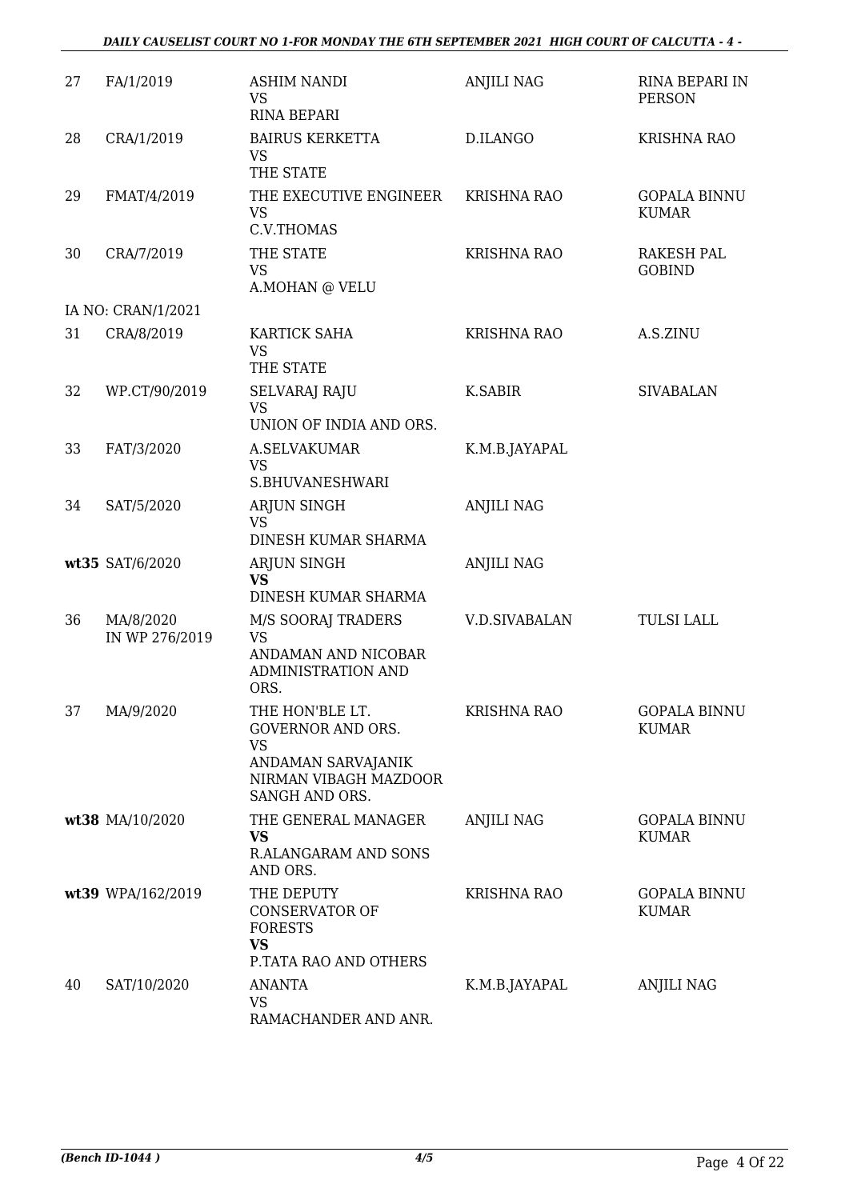| | | | | |
|---|---|---|---|---|
| 27 | FA/1/2019 | ASHIM NANDI<br>VS<br>RINA BEPARI | ANJILI NAG | RINA BEPARI IN PERSON |
| 28 | CRA/1/2019 | BAIRUS KERKETTA<br>VS<br>THE STATE | D.ILANGO | KRISHNA RAO |
| 29 | FMAT/4/2019 | THE EXECUTIVE ENGINEER<br>VS<br>C.V.THOMAS | KRISHNA RAO | GOPALA BINNU KUMAR |
| 30 | CRA/7/2019 | THE STATE<br>VS<br>A.MOHAN @ VELU | KRISHNA RAO | RAKESH PAL GOBIND |
| IA NO: CRAN/1/2021 | | | | |
| 31 | CRA/8/2019 | KARTICK SAHA<br>VS<br>THE STATE | KRISHNA RAO | A.S.ZINU |
| 32 | WP.CT/90/2019 | SELVARAJ RAJU<br>VS<br>UNION OF INDIA AND ORS. | K.SABIR | SIVABALAN |
| 33 | FAT/3/2020 | A.SELVAKUMAR<br>VS<br>S.BHUVANESHWARI | K.M.B.JAYAPAL | |
| 34 | SAT/5/2020 | ARJUN SINGH<br>VS<br>DINESH KUMAR SHARMA | ANJILI NAG | |
| **wt35** | SAT/6/2020 | ARJUN SINGH<br>**VS**<br>DINESH KUMAR SHARMA | ANJILI NAG | |
| 36 | MA/8/2020<br>IN WP 276/2019 | M/S SOORAJ TRADERS<br>VS<br>ANDAMAN AND NICOBAR ADMINISTRATION AND ORS. | V.D.SIVABALAN | TULSI LALL |
| 37 | MA/9/2020 | THE HON'BLE LT. GOVERNOR AND ORS.<br>VS<br>ANDAMAN SARVAJANIK NIRMAN VIBAGH MAZDOOR SANGH AND ORS. | KRISHNA RAO | GOPALA BINNU KUMAR |
| **wt38** | MA/10/2020 | THE GENERAL MANAGER<br>**VS**<br>R.ALANGARAM AND SONS AND ORS. | ANJILI NAG | GOPALA BINNU KUMAR |
| **wt39** | WPA/162/2019 | THE DEPUTY CONSERVATOR OF FORESTS<br>**VS**<br>P.TATA RAO AND OTHERS | KRISHNA RAO | GOPALA BINNU KUMAR |
| 40 | SAT/10/2020 | ANANTA<br>VS<br>RAMACHANDER AND ANR. | K.M.B.JAYAPAL | ANJILI NAG |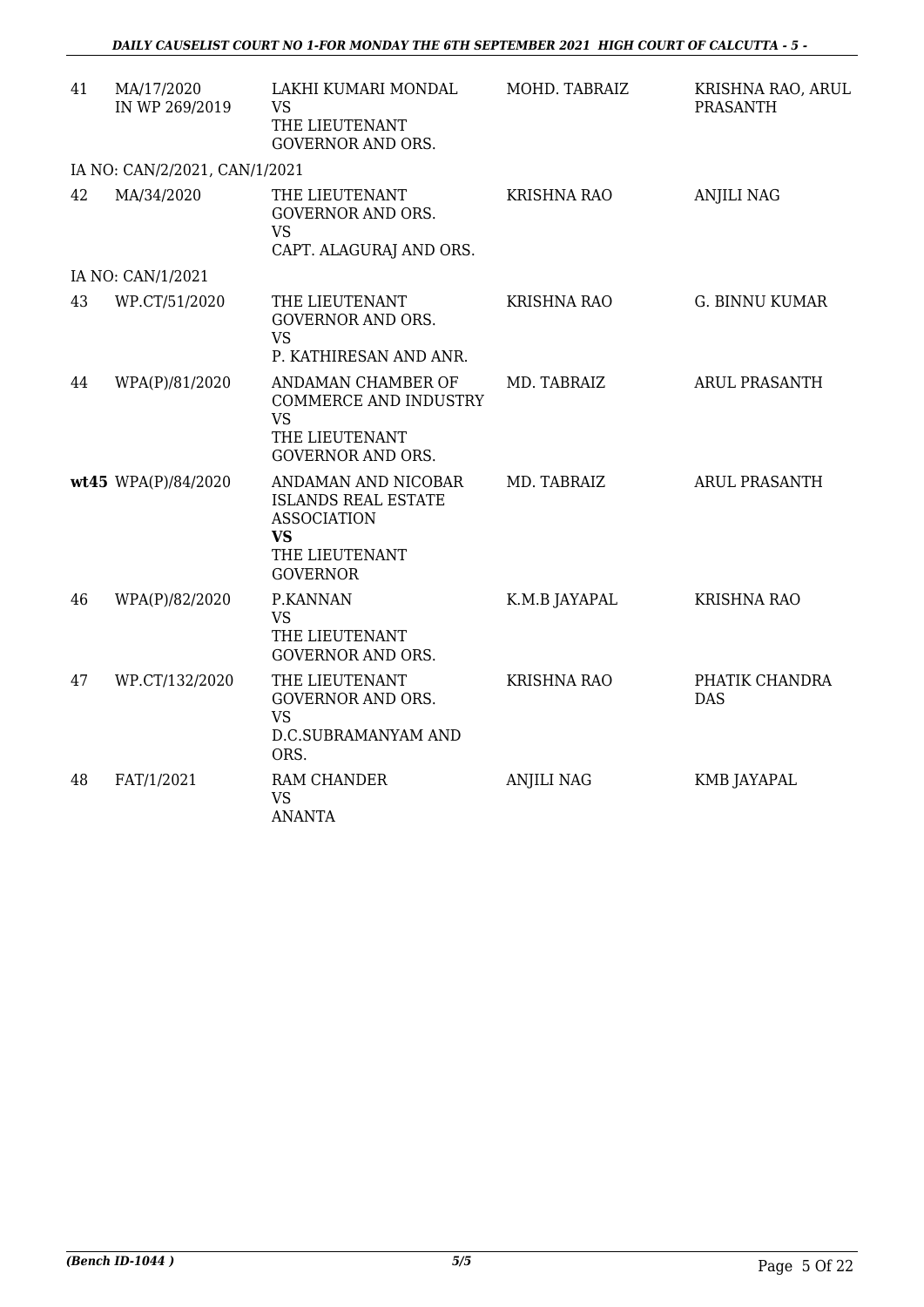| 41 | MA/17/2020 IN WP 269/2019 | LAKHI KUMARI MONDAL VS THE LIEUTENANT GOVERNOR AND ORS. | MOHD. TABRAIZ | KRISHNA RAO, ARUL PRASANTH |
|---|---|---|---|---|
| | IA NO: CAN/2/2021, CAN/1/2021 | | | |
| 42 | MA/34/2020 | THE LIEUTENANT GOVERNOR AND ORS. VS CAPT. ALAGURAJ AND ORS. | KRISHNA RAO | ANJILI NAG |
| | IA NO: CAN/1/2021 | | | |
| 43 | WP.CT/51/2020 | THE LIEUTENANT GOVERNOR AND ORS. VS P. KATHIRESAN AND ANR. | KRISHNA RAO | G. BINNU KUMAR |
| 44 | WPA(P)/81/2020 | ANDAMAN CHAMBER OF COMMERCE AND INDUSTRY VS THE LIEUTENANT GOVERNOR AND ORS. | MD. TABRAIZ | ARUL PRASANTH |
| **wt**45 | WPA(P)/84/2020 | ANDAMAN AND NICOBAR ISLANDS REAL ESTATE ASSOCIATION **VS** THE LIEUTENANT GOVERNOR | MD. TABRAIZ | ARUL PRASANTH |
| 46 | WPA(P)/82/2020 | P.KANNAN VS THE LIEUTENANT GOVERNOR AND ORS. | K.M.B JAYAPAL | KRISHNA RAO |
| 47 | WP.CT/132/2020 | THE LIEUTENANT GOVERNOR AND ORS. VS D.C.SUBRAMANYAM AND ORS. | KRISHNA RAO | PHATIK CHANDRA DAS |
| 48 | FAT/1/2021 | RAM CHANDER VS ANANTA | ANJILI NAG | KMB JAYAPAL |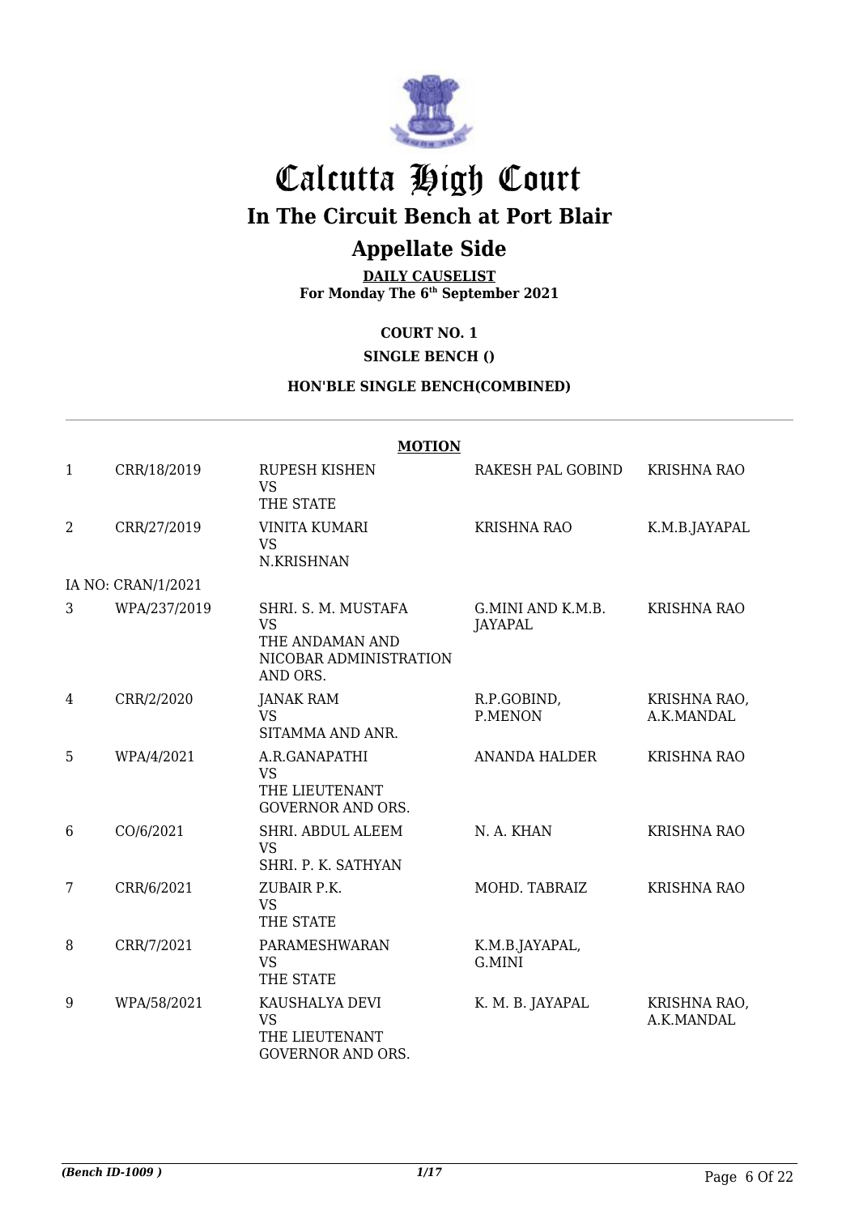# Calcutta High Court

## In The Circuit Bench at Port Blair

## Appellate Side

**DAILY CAUSELIST**
**For Monday The 6th September 2021**

**COURT NO. 1**

**SINGLE BENCH ()**

**HON'BLE SINGLE BENCH(COMBINED)**

**MOTION**

| | | | | |
|---|---|---|---|---|
| 1 | CRR/18/2019 | RUPESH KISHEN VS THE STATE | RAKESH PAL GOBIND | KRISHNA RAO |
| 2 | CRR/27/2019 | VINITA KUMARI VS N.KRISHNAN | KRISHNA RAO | K.M.B.JAYAPAL |
| IA NO: CRAN/1/2021 | | | | |
| 3 | WPA/237/2019 | SHRI. S. M. MUSTAFA VS THE ANDAMAN AND NICOBAR ADMINISTRATION AND ORS. | G.MINI AND K.M.B. JAYAPAL | KRISHNA RAO |
| 4 | CRR/2/2020 | JANAK RAM VS SITAMMA AND ANR. | R.P.GOBIND, P.MENON | KRISHNA RAO, A.K.MANDAL |
| 5 | WPA/4/2021 | A.R.GANAPATHI VS THE LIEUTENANT GOVERNOR AND ORS. | ANANDA HALDER | KRISHNA RAO |
| 6 | CO/6/2021 | SHRI. ABDUL ALEEM VS SHRI. P. K. SATHYAN | N. A. KHAN | KRISHNA RAO |
| 7 | CRR/6/2021 | ZUBAIR P.K. VS THE STATE | MOHD. TABRAIZ | KRISHNA RAO |
| 8 | CRR/7/2021 | PARAMESHWARAN VS THE STATE | K.M.B.JAYAPAL, G.MINI | |
| 9 | WPA/58/2021 | KAUSHALYA DEVI VS THE LIEUTENANT GOVERNOR AND ORS. | K. M. B. JAYAPAL | KRISHNA RAO, A.K.MANDAL |

*(Bench ID-1009 )*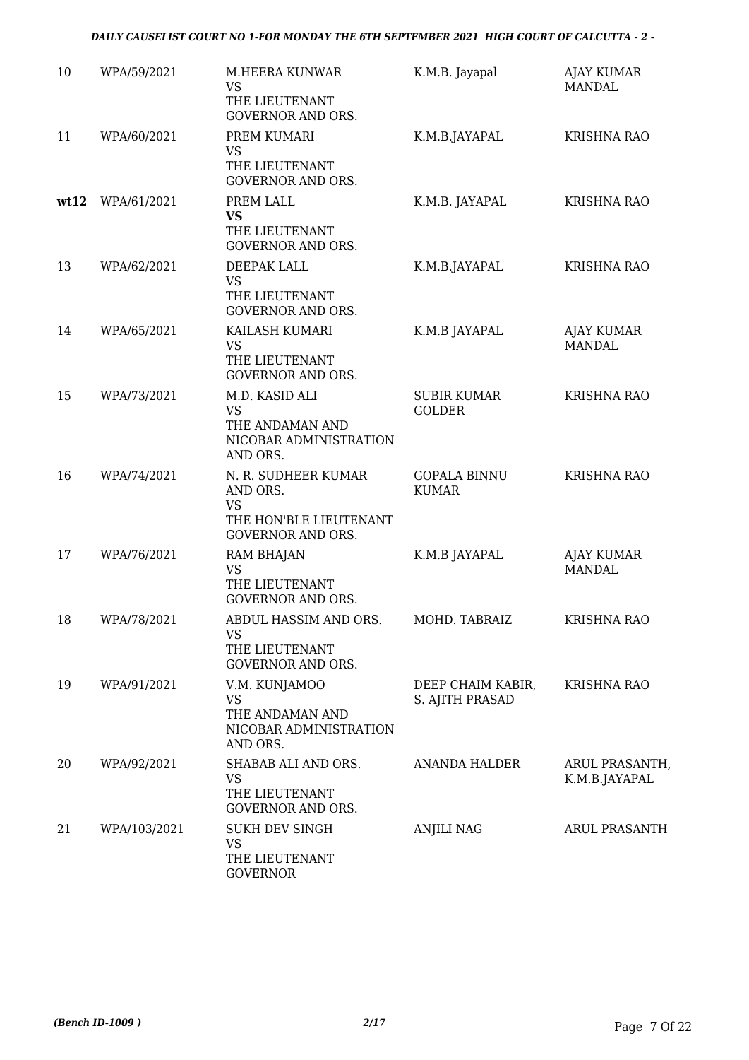| | | | | |
|---|---|---|---|---|
| 10 | WPA/59/2021 | M.HEERA KUNWAR<br>VS<br>THE LIEUTENANT GOVERNOR AND ORS. | K.M.B. Jayapal | AJAY KUMAR MANDAL |
| 11 | WPA/60/2021 | PREM KUMARI<br>VS<br>THE LIEUTENANT GOVERNOR AND ORS. | K.M.B.JAYAPAL | KRISHNA RAO |
| **wt12** | WPA/61/2021 | PREM LALL<br>**VS**<br>THE LIEUTENANT GOVERNOR AND ORS. | K.M.B. JAYAPAL | KRISHNA RAO |
| 13 | WPA/62/2021 | DEEPAK LALL<br>VS<br>THE LIEUTENANT GOVERNOR AND ORS. | K.M.B.JAYAPAL | KRISHNA RAO |
| 14 | WPA/65/2021 | KAILASH KUMARI<br>VS<br>THE LIEUTENANT GOVERNOR AND ORS. | K.M.B JAYAPAL | AJAY KUMAR MANDAL |
| 15 | WPA/73/2021 | M.D. KASID ALI<br>VS<br>THE ANDAMAN AND NICOBAR ADMINISTRATION AND ORS. | SUBIR KUMAR GOLDER | KRISHNA RAO |
| 16 | WPA/74/2021 | N. R. SUDHEER KUMAR AND ORS.<br>VS<br>THE HON'BLE LIEUTENANT GOVERNOR AND ORS. | GOPALA BINNU KUMAR | KRISHNA RAO |
| 17 | WPA/76/2021 | RAM BHAJAN<br>VS<br>THE LIEUTENANT GOVERNOR AND ORS. | K.M.B JAYAPAL | AJAY KUMAR MANDAL |
| 18 | WPA/78/2021 | ABDUL HASSIM AND ORS.<br>VS<br>THE LIEUTENANT GOVERNOR AND ORS. | MOHD. TABRAIZ | KRISHNA RAO |
| 19 | WPA/91/2021 | V.M. KUNJAMOO<br>VS<br>THE ANDAMAN AND NICOBAR ADMINISTRATION AND ORS. | DEEP CHAIM KABIR, S. AJITH PRASAD | KRISHNA RAO |
| 20 | WPA/92/2021 | SHABAB ALI AND ORS.<br>VS<br>THE LIEUTENANT GOVERNOR AND ORS. | ANANDA HALDER | ARUL PRASANTH, K.M.B.JAYAPAL |
| 21 | WPA/103/2021 | SUKH DEV SINGH<br>VS<br>THE LIEUTENANT GOVERNOR | ANJILI NAG | ARUL PRASANTH |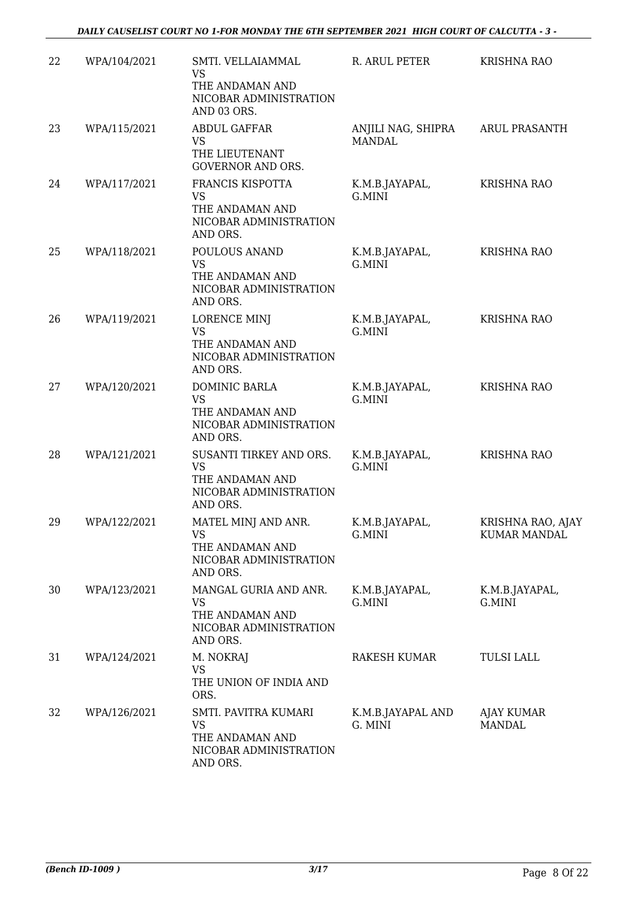| 22 | WPA/104/2021 | SMTI. VELLAIAMMAL<br>VS<br>THE ANDAMAN AND NICOBAR ADMINISTRATION AND 03 ORS. | R. ARUL PETER | KRISHNA RAO |
|---|---|---|---|---|
| 23 | WPA/115/2021 | ABDUL GAFFAR<br>VS<br>THE LIEUTENANT GOVERNOR AND ORS. | ANJILI NAG, SHIPRA MANDAL | ARUL PRASANTH |
| 24 | WPA/117/2021 | FRANCIS KISPOTTA<br>VS<br>THE ANDAMAN AND NICOBAR ADMINISTRATION AND ORS. | K.M.B.JAYAPAL, G.MINI | KRISHNA RAO |
| 25 | WPA/118/2021 | POULOUS ANAND<br>VS<br>THE ANDAMAN AND NICOBAR ADMINISTRATION AND ORS. | K.M.B.JAYAPAL, G.MINI | KRISHNA RAO |
| 26 | WPA/119/2021 | LORENCE MINJ<br>VS<br>THE ANDAMAN AND NICOBAR ADMINISTRATION AND ORS. | K.M.B.JAYAPAL, G.MINI | KRISHNA RAO |
| 27 | WPA/120/2021 | DOMINIC BARLA<br>VS<br>THE ANDAMAN AND NICOBAR ADMINISTRATION AND ORS. | K.M.B.JAYAPAL, G.MINI | KRISHNA RAO |
| 28 | WPA/121/2021 | SUSANTI TIRKEY AND ORS.<br>VS<br>THE ANDAMAN AND NICOBAR ADMINISTRATION AND ORS. | K.M.B.JAYAPAL, G.MINI | KRISHNA RAO |
| 29 | WPA/122/2021 | MATEL MINJ AND ANR.<br>VS<br>THE ANDAMAN AND NICOBAR ADMINISTRATION AND ORS. | K.M.B.JAYAPAL, G.MINI | KRISHNA RAO, AJAY KUMAR MANDAL |
| 30 | WPA/123/2021 | MANGAL GURIA AND ANR.<br>VS<br>THE ANDAMAN AND NICOBAR ADMINISTRATION AND ORS. | K.M.B.JAYAPAL, G.MINI | K.M.B.JAYAPAL, G.MINI |
| 31 | WPA/124/2021 | M. NOKRAJ<br>VS<br>THE UNION OF INDIA AND ORS. | RAKESH KUMAR | TULSI LALL |
| 32 | WPA/126/2021 | SMTI. PAVITRA KUMARI<br>VS<br>THE ANDAMAN AND NICOBAR ADMINISTRATION AND ORS. | K.M.B.JAYAPAL AND G. MINI | AJAY KUMAR MANDAL |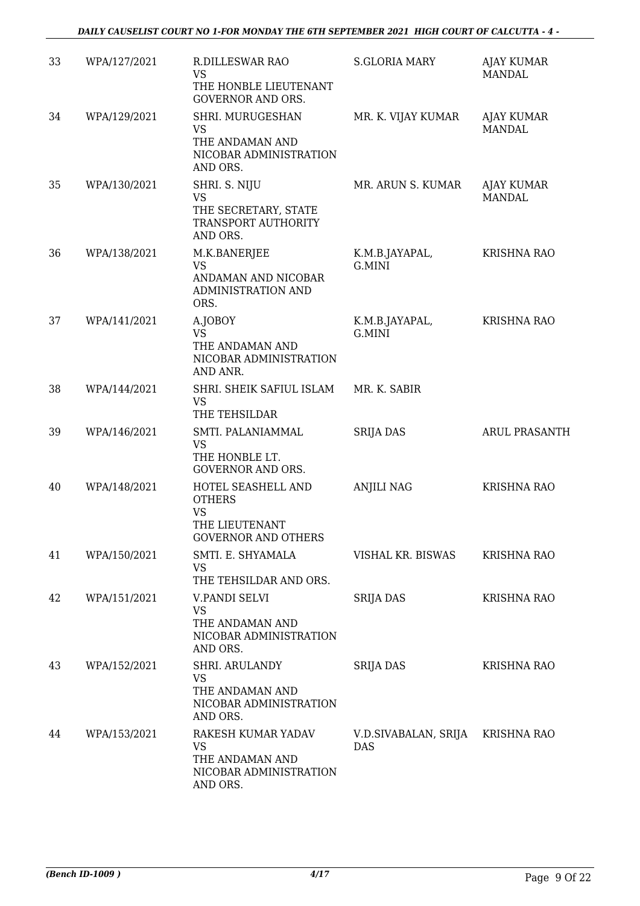| 33 | WPA/127/2021 | R.DILLESWAR RAO<br>VS<br>THE HONBLE LIEUTENANT GOVERNOR AND ORS. | S.GLORIA MARY | AJAY KUMAR MANDAL |
|---|---|---|---|---|
| 34 | WPA/129/2021 | SHRI. MURUGESHAN<br>VS<br>THE ANDAMAN AND NICOBAR ADMINISTRATION AND ORS. | MR. K. VIJAY KUMAR | AJAY KUMAR MANDAL |
| 35 | WPA/130/2021 | SHRI. S. NIJU<br>VS<br>THE SECRETARY, STATE TRANSPORT AUTHORITY AND ORS. | MR. ARUN S. KUMAR | AJAY KUMAR MANDAL |
| 36 | WPA/138/2021 | M.K.BANERJEE<br>VS<br>ANDAMAN AND NICOBAR ADMINISTRATION AND ORS. | K.M.B.JAYAPAL, G.MINI | KRISHNA RAO |
| 37 | WPA/141/2021 | A.JOBOY<br>VS<br>THE ANDAMAN AND NICOBAR ADMINISTRATION AND ANR. | K.M.B.JAYAPAL, G.MINI | KRISHNA RAO |
| 38 | WPA/144/2021 | SHRI. SHEIK SAFIUL ISLAM<br>VS<br>THE TEHSILDAR | MR. K. SABIR | |
| 39 | WPA/146/2021 | SMTI. PALANIAMMAL<br>VS<br>THE HONBLE LT. GOVERNOR AND ORS. | SRIJA DAS | ARUL PRASANTH |
| 40 | WPA/148/2021 | HOTEL SEASHELL AND OTHERS<br>VS<br>THE LIEUTENANT GOVERNOR AND OTHERS | ANJILI NAG | KRISHNA RAO |
| 41 | WPA/150/2021 | SMTI. E. SHYAMALA<br>VS<br>THE TEHSILDAR AND ORS. | VISHAL KR. BISWAS | KRISHNA RAO |
| 42 | WPA/151/2021 | V.PANDI SELVI<br>VS<br>THE ANDAMAN AND NICOBAR ADMINISTRATION AND ORS. | SRIJA DAS | KRISHNA RAO |
| 43 | WPA/152/2021 | SHRI. ARULANDY<br>VS<br>THE ANDAMAN AND NICOBAR ADMINISTRATION AND ORS. | SRIJA DAS | KRISHNA RAO |
| 44 | WPA/153/2021 | RAKESH KUMAR YADAV<br>VS<br>THE ANDAMAN AND NICOBAR ADMINISTRATION AND ORS. | V.D.SIVABALAN, SRIJA DAS | KRISHNA RAO |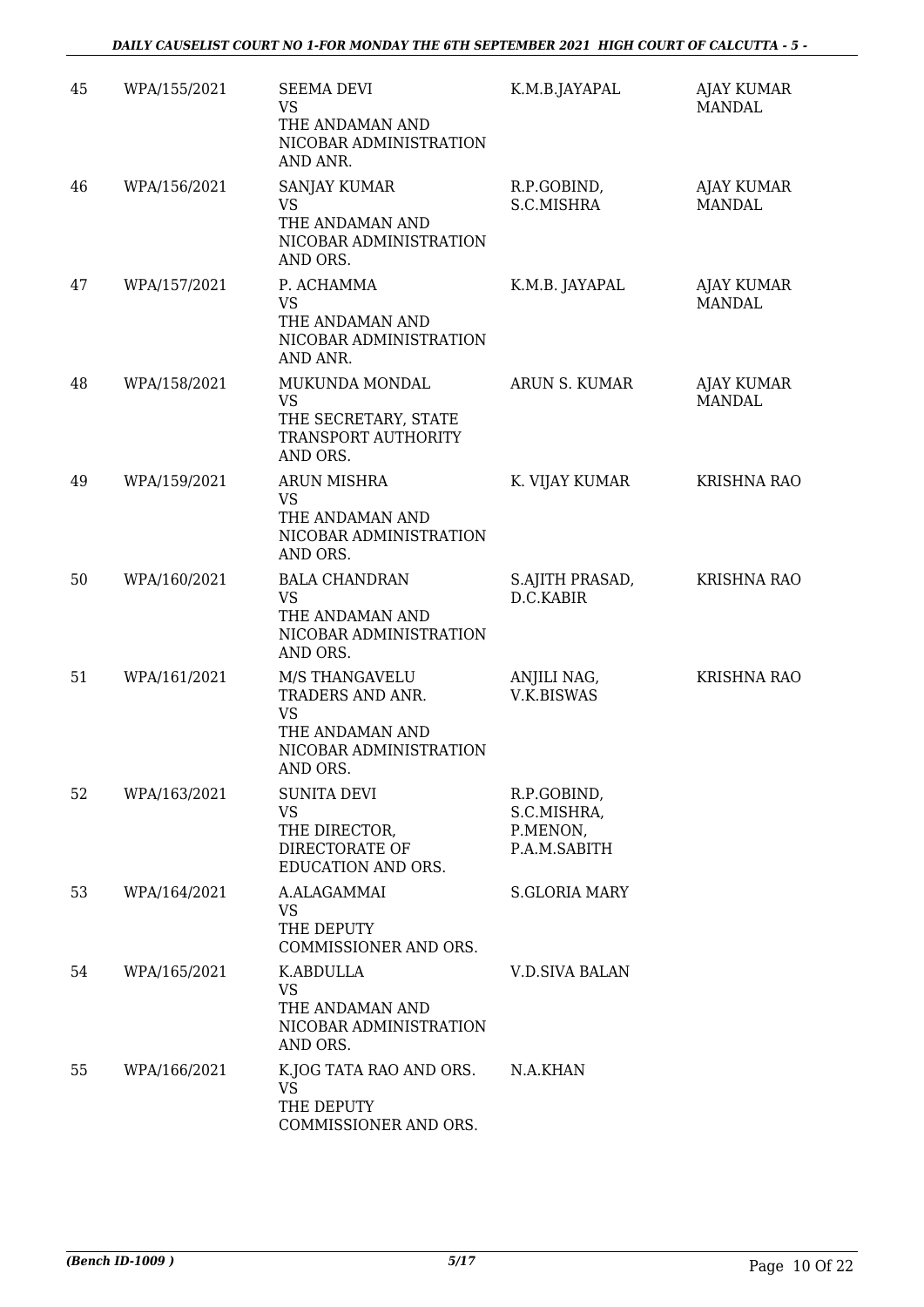| 45 | WPA/155/2021 | SEEMA DEVI VS THE ANDAMAN AND NICOBAR ADMINISTRATION AND ANR. | K.M.B.JAYAPAL | AJAY KUMAR MANDAL |
|---|---|---|---|---|
| 46 | WPA/156/2021 | SANJAY KUMAR VS THE ANDAMAN AND NICOBAR ADMINISTRATION AND ORS. | R.P.GOBIND, S.C.MISHRA | AJAY KUMAR MANDAL |
| 47 | WPA/157/2021 | P. ACHAMMA VS THE ANDAMAN AND NICOBAR ADMINISTRATION AND ANR. | K.M.B. JAYAPAL | AJAY KUMAR MANDAL |
| 48 | WPA/158/2021 | MUKUNDA MONDAL VS THE SECRETARY, STATE TRANSPORT AUTHORITY AND ORS. | ARUN S. KUMAR | AJAY KUMAR MANDAL |
| 49 | WPA/159/2021 | ARUN MISHRA VS THE ANDAMAN AND NICOBAR ADMINISTRATION AND ORS. | K. VIJAY KUMAR | KRISHNA RAO |
| 50 | WPA/160/2021 | BALA CHANDRAN VS THE ANDAMAN AND NICOBAR ADMINISTRATION AND ORS. | S.AJITH PRASAD, D.C.KABIR | KRISHNA RAO |
| 51 | WPA/161/2021 | M/S THANGAVELU TRADERS AND ANR. VS THE ANDAMAN AND NICOBAR ADMINISTRATION AND ORS. | ANJILI NAG, V.K.BISWAS | KRISHNA RAO |
| 52 | WPA/163/2021 | SUNITA DEVI VS THE DIRECTOR, DIRECTORATE OF EDUCATION AND ORS. | R.P.GOBIND, S.C.MISHRA, P.MENON, P.A.M.SABITH | |
| 53 | WPA/164/2021 | A.ALAGAMMAI VS THE DEPUTY COMMISSIONER AND ORS. | S.GLORIA MARY | |
| 54 | WPA/165/2021 | K.ABDULLA VS THE ANDAMAN AND NICOBAR ADMINISTRATION AND ORS. | V.D.SIVA BALAN | |
| 55 | WPA/166/2021 | K.JOG TATA RAO AND ORS. VS THE DEPUTY COMMISSIONER AND ORS. | N.A.KHAN | |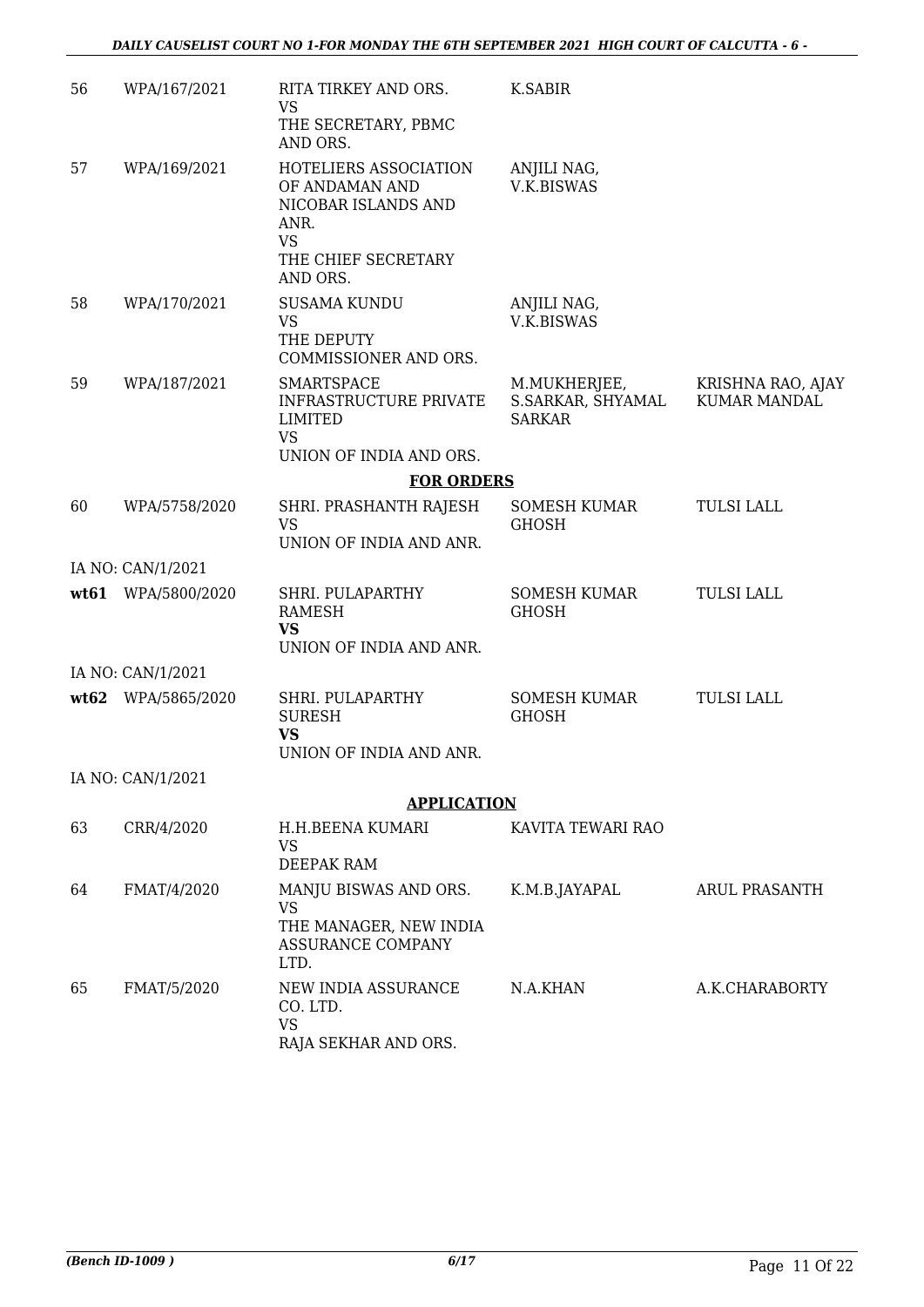| 56 | WPA/167/2021 | RITA TIRKEY AND ORS. VS THE SECRETARY, PBMC AND ORS. | K.SABIR | |
|---|---|---|---|---|
| 57 | WPA/169/2021 | HOTELIERS ASSOCIATION OF ANDAMAN AND NICOBAR ISLANDS AND ANR. VS THE CHIEF SECRETARY AND ORS. | ANJILI NAG, V.K.BISWAS | |
| 58 | WPA/170/2021 | SUSAMA KUNDU VS THE DEPUTY COMMISSIONER AND ORS. | ANJILI NAG, V.K.BISWAS | |
| 59 | WPA/187/2021 | SMARTSPACE INFRASTRUCTURE PRIVATE LIMITED VS UNION OF INDIA AND ORS. | M.MUKHERJEE, S.SARKAR, SHYAMAL SARKAR | KRISHNA RAO, AJAY KUMAR MANDAL |
| | | **FOR ORDERS** | | |
| 60 | WPA/5758/2020 | SHRI. PRASHANTH RAJESH VS UNION OF INDIA AND ANR. | SOMESH KUMAR GHOSH | TULSI LALL |
| | IA NO: CAN/1/2021 | | | |
| **wt61** | WPA/5800/2020 | SHRI. PULAPARTHY RAMESH **VS** UNION OF INDIA AND ANR. | SOMESH KUMAR GHOSH | TULSI LALL |
| | IA NO: CAN/1/2021 | | | |
| **wt62** | WPA/5865/2020 | SHRI. PULAPARTHY SURESH **VS** UNION OF INDIA AND ANR. | SOMESH KUMAR GHOSH | TULSI LALL |
| | IA NO: CAN/1/2021 | | | |
| | | **APPLICATION** | | |
| 63 | CRR/4/2020 | H.H.BEENA KUMARI VS DEEPAK RAM | KAVITA TEWARI RAO | |
| 64 | FMAT/4/2020 | MANJU BISWAS AND ORS. VS THE MANAGER, NEW INDIA ASSURANCE COMPANY LTD. | K.M.B.JAYAPAL | ARUL PRASANTH |
| 65 | FMAT/5/2020 | NEW INDIA ASSURANCE CO. LTD. VS RAJA SEKHAR AND ORS. | N.A.KHAN | A.K.CHARABORTY |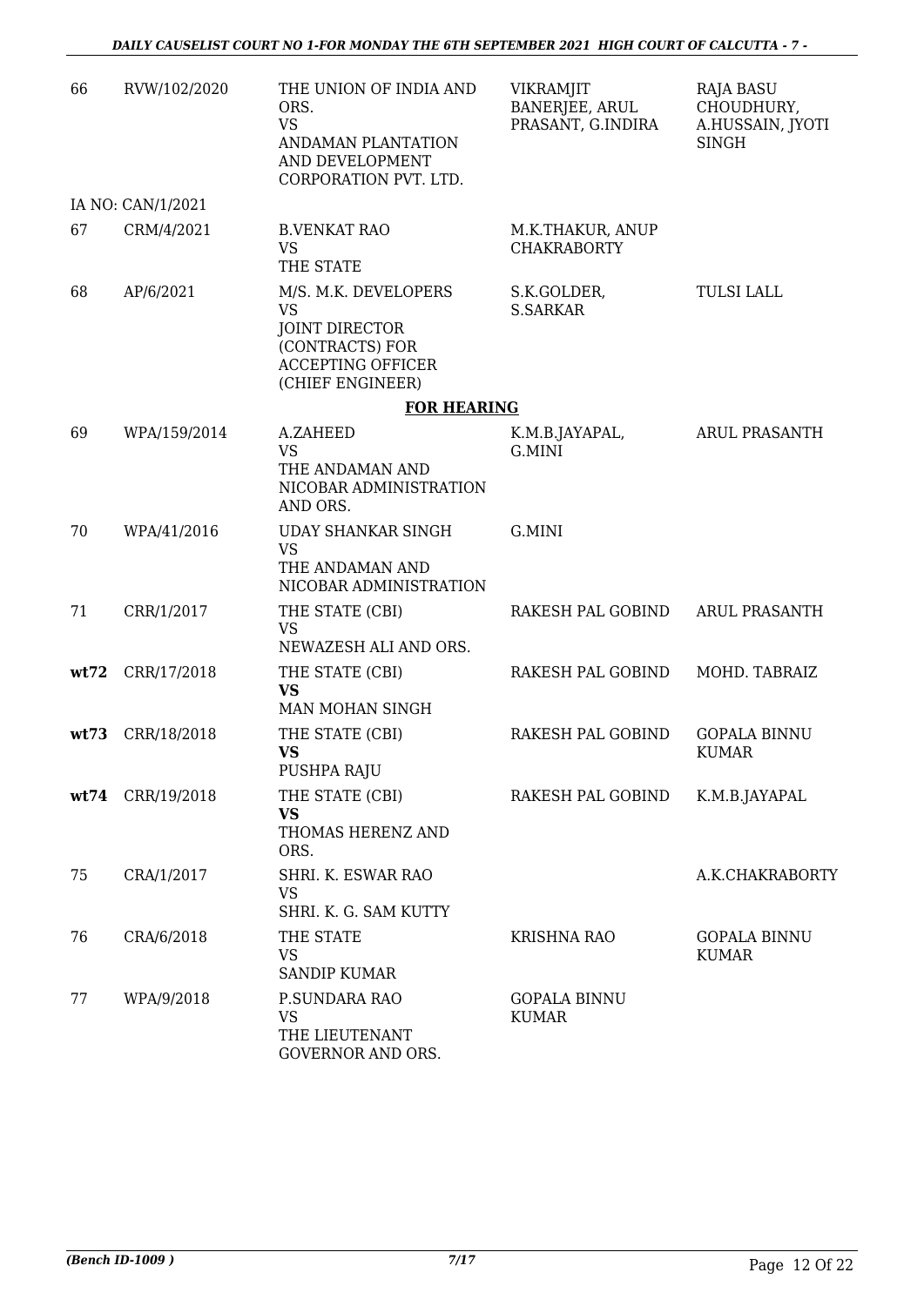| 66 | RVW/102/2020 | THE UNION OF INDIA AND ORS.<br>VS<br>ANDAMAN PLANTATION AND DEVELOPMENT CORPORATION PVT. LTD. | VIKRAMJIT BANERJEE, ARUL PRASANT, G.INDIRA | RAJA BASU CHOUDHURY, A.HUSSAIN, JYOTI SINGH |
|---|---|---|---|---|
| | IA NO: CAN/1/2021 | | | |
| 67 | CRM/4/2021 | B.VENKAT RAO<br>VS<br>THE STATE | M.K.THAKUR, ANUP CHAKRABORTY | |
| 68 | AP/6/2021 | M/S. M.K. DEVELOPERS<br>VS<br>JOINT DIRECTOR (CONTRACTS) FOR ACCEPTING OFFICER (CHIEF ENGINEER) | S.K.GOLDER, S.SARKAR | TULSI LALL |
| | | **FOR HEARING** | | |
| 69 | WPA/159/2014 | A.ZAHEED<br>VS<br>THE ANDAMAN AND NICOBAR ADMINISTRATION AND ORS. | K.M.B.JAYAPAL, G.MINI | ARUL PRASANTH |
| 70 | WPA/41/2016 | UDAY SHANKAR SINGH<br>VS<br>THE ANDAMAN AND NICOBAR ADMINISTRATION | G.MINI | |
| 71 | CRR/1/2017 | THE STATE (CBI)<br>VS<br>NEWAZESH ALI AND ORS. | RAKESH PAL GOBIND | ARUL PRASANTH |
| **wt72** | CRR/17/2018 | THE STATE (CBI)<br>**VS**<br>MAN MOHAN SINGH | RAKESH PAL GOBIND | MOHD. TABRAIZ |
| **wt73** | CRR/18/2018 | THE STATE (CBI)<br>**VS**<br>PUSHPA RAJU | RAKESH PAL GOBIND | GOPALA BINNU KUMAR |
| **wt74** | CRR/19/2018 | THE STATE (CBI)<br>**VS**<br>THOMAS HERENZ AND ORS. | RAKESH PAL GOBIND | K.M.B.JAYAPAL |
| 75 | CRA/1/2017 | SHRI. K. ESWAR RAO<br>VS<br>SHRI. K. G. SAM KUTTY | | A.K.CHAKRABORTY |
| 76 | CRA/6/2018 | THE STATE<br>VS<br>SANDIP KUMAR | KRISHNA RAO | GOPALA BINNU KUMAR |
| 77 | WPA/9/2018 | P.SUNDARA RAO<br>VS<br>THE LIEUTENANT GOVERNOR AND ORS. | GOPALA BINNU KUMAR | |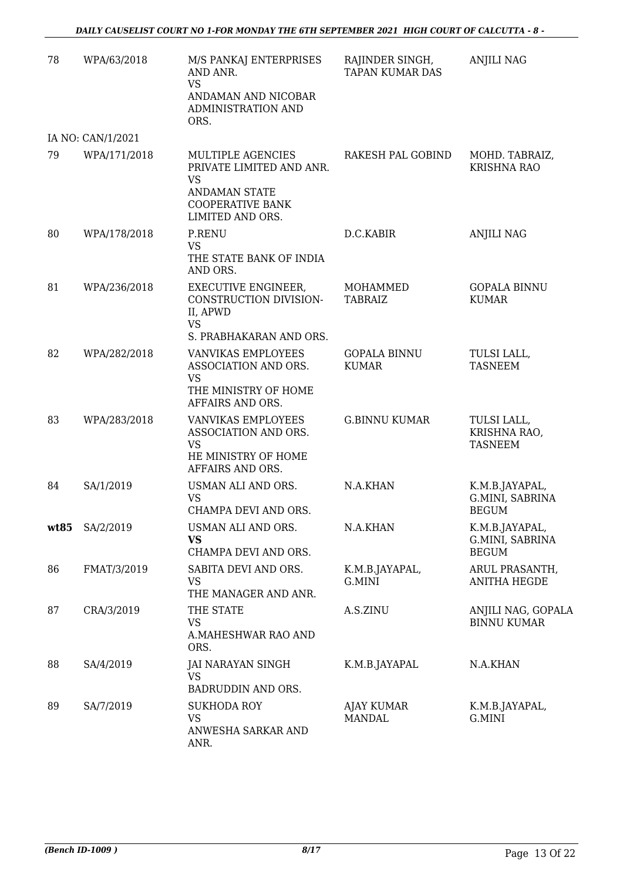| | | | | |
|---|---|---|---|---|
| 78 | WPA/63/2018 | M/S PANKAJ ENTERPRISES AND ANR.<br>VS<br>ANDAMAN AND NICOBAR ADMINISTRATION AND ORS. | RAJINDER SINGH, TAPAN KUMAR DAS | ANJILI NAG |
| | IA NO: CAN/1/2021 | | | |
| 79 | WPA/171/2018 | MULTIPLE AGENCIES PRIVATE LIMITED AND ANR.<br>VS<br>ANDAMAN STATE COOPERATIVE BANK LIMITED AND ORS. | RAKESH PAL GOBIND | MOHD. TABRAIZ, KRISHNA RAO |
| 80 | WPA/178/2018 | P.RENU<br>VS<br>THE STATE BANK OF INDIA AND ORS. | D.C.KABIR | ANJILI NAG |
| 81 | WPA/236/2018 | EXECUTIVE ENGINEER, CONSTRUCTION DIVISION-II, APWD<br>VS<br>S. PRABHAKARAN AND ORS. | MOHAMMED TABRAIZ | GOPALA BINNU KUMAR |
| 82 | WPA/282/2018 | VANVIKAS EMPLOYEES ASSOCIATION AND ORS.<br>VS<br>THE MINISTRY OF HOME AFFAIRS AND ORS. | GOPALA BINNU KUMAR | TULSI LALL, TASNEEM |
| 83 | WPA/283/2018 | VANVIKAS EMPLOYEES ASSOCIATION AND ORS.<br>VS<br>HE MINISTRY OF HOME AFFAIRS AND ORS. | G.BINNU KUMAR | TULSI LALL, KRISHNA RAO, TASNEEM |
| 84 | SA/1/2019 | USMAN ALI AND ORS.<br>VS<br>CHAMPA DEVI AND ORS. | N.A.KHAN | K.M.B.JAYAPAL, G.MINI, SABRINA BEGUM |
| **wt85** | SA/2/2019 | USMAN ALI AND ORS.<br>**VS**<br>CHAMPA DEVI AND ORS. | N.A.KHAN | K.M.B.JAYAPAL, G.MINI, SABRINA BEGUM |
| 86 | FMAT/3/2019 | SABITA DEVI AND ORS.<br>VS<br>THE MANAGER AND ANR. | K.M.B.JAYAPAL, G.MINI | ARUL PRASANTH, ANITHA HEGDE |
| 87 | CRA/3/2019 | THE STATE<br>VS<br>A.MAHESHWAR RAO AND ORS. | A.S.ZINU | ANJILI NAG, GOPALA BINNU KUMAR |
| 88 | SA/4/2019 | JAI NARAYAN SINGH<br>VS<br>BADRUDDIN AND ORS. | K.M.B.JAYAPAL | N.A.KHAN |
| 89 | SA/7/2019 | SUKHODA ROY<br>VS<br>ANWESHA SARKAR AND ANR. | AJAY KUMAR MANDAL | K.M.B.JAYAPAL, G.MINI |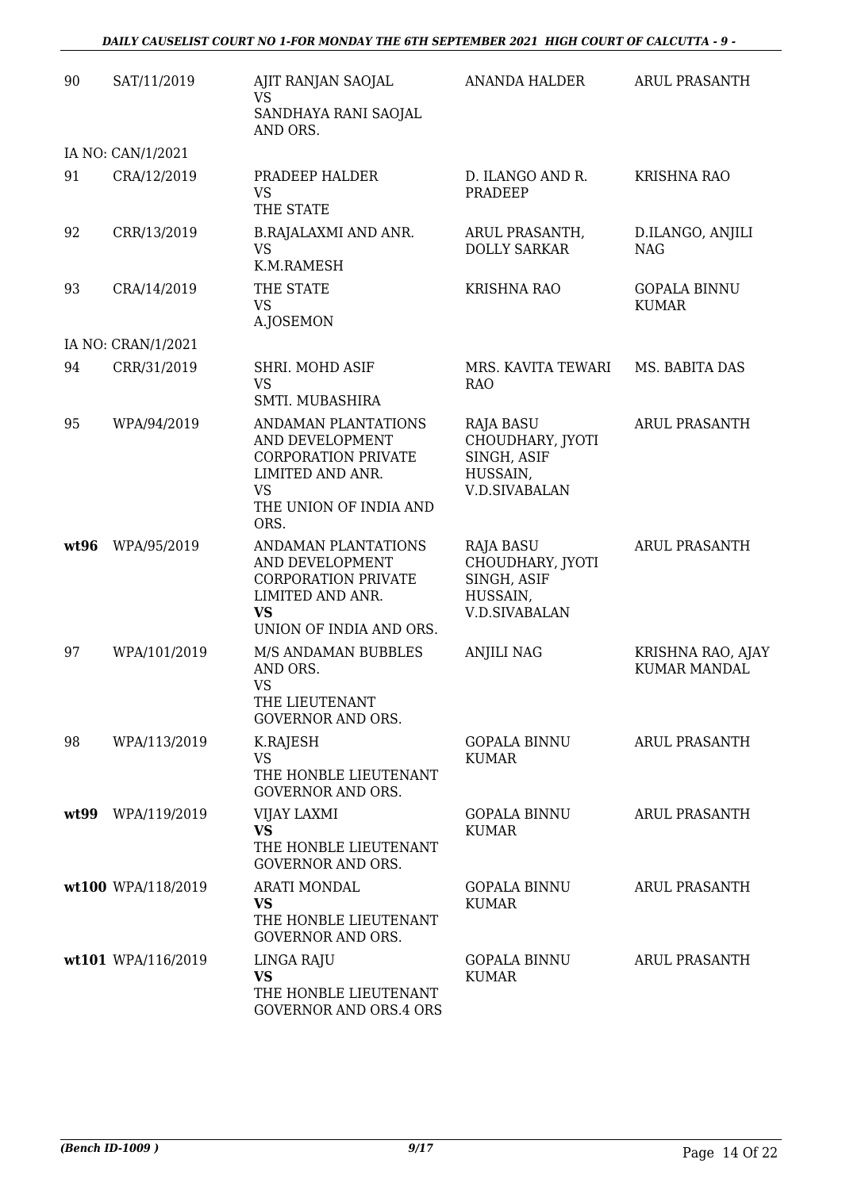| 90 | SAT/11/2019 | AJIT RANJAN SAOJAL<br>VS<br>SANDHAYA RANI SAOJAL AND ORS. | ANANDA HALDER | ARUL PRASANTH |
|---|---|---|---|---|
| | IA NO: CAN/1/2021 | | | |
| 91 | CRA/12/2019 | PRADEEP HALDER<br>VS<br>THE STATE | D. ILANGO AND R. PRADEEP | KRISHNA RAO |
| 92 | CRR/13/2019 | B.RAJALAXMI AND ANR.<br>VS<br>K.M.RAMESH | ARUL PRASANTH, DOLLY SARKAR | D.ILANGO, ANJILI NAG |
| 93 | CRA/14/2019 | THE STATE<br>VS<br>A.JOSEMON | KRISHNA RAO | GOPALA BINNU KUMAR |
| | IA NO: CRAN/1/2021 | | | |
| 94 | CRR/31/2019 | SHRI. MOHD ASIF<br>VS<br>SMTI. MUBASHIRA | MRS. KAVITA TEWARI RAO | MS. BABITA DAS |
| 95 | WPA/94/2019 | ANDAMAN PLANTATIONS AND DEVELOPMENT CORPORATION PRIVATE LIMITED AND ANR.<br>VS<br>THE UNION OF INDIA AND ORS. | RAJA BASU CHOUDHARY, JYOTI SINGH, ASIF HUSSAIN, V.D.SIVABALAN | ARUL PRASANTH |
| **wt96** | WPA/95/2019 | ANDAMAN PLANTATIONS AND DEVELOPMENT CORPORATION PRIVATE LIMITED AND ANR.<br>**VS**<br>UNION OF INDIA AND ORS. | RAJA BASU CHOUDHARY, JYOTI SINGH, ASIF HUSSAIN, V.D.SIVABALAN | ARUL PRASANTH |
| 97 | WPA/101/2019 | M/S ANDAMAN BUBBLES AND ORS.<br>VS<br>THE LIEUTENANT GOVERNOR AND ORS. | ANJILI NAG | KRISHNA RAO, AJAY KUMAR MANDAL |
| 98 | WPA/113/2019 | K.RAJESH<br>VS<br>THE HONBLE LIEUTENANT GOVERNOR AND ORS. | GOPALA BINNU KUMAR | ARUL PRASANTH |
| **wt99** | WPA/119/2019 | VIJAY LAXMI<br>**VS**<br>THE HONBLE LIEUTENANT GOVERNOR AND ORS. | GOPALA BINNU KUMAR | ARUL PRASANTH |
| **wt100** | WPA/118/2019 | ARATI MONDAL<br>**VS**<br>THE HONBLE LIEUTENANT GOVERNOR AND ORS. | GOPALA BINNU KUMAR | ARUL PRASANTH |
| **wt101** | WPA/116/2019 | LINGA RAJU<br>**VS**<br>THE HONBLE LIEUTENANT GOVERNOR AND ORS.4 ORS | GOPALA BINNU KUMAR | ARUL PRASANTH |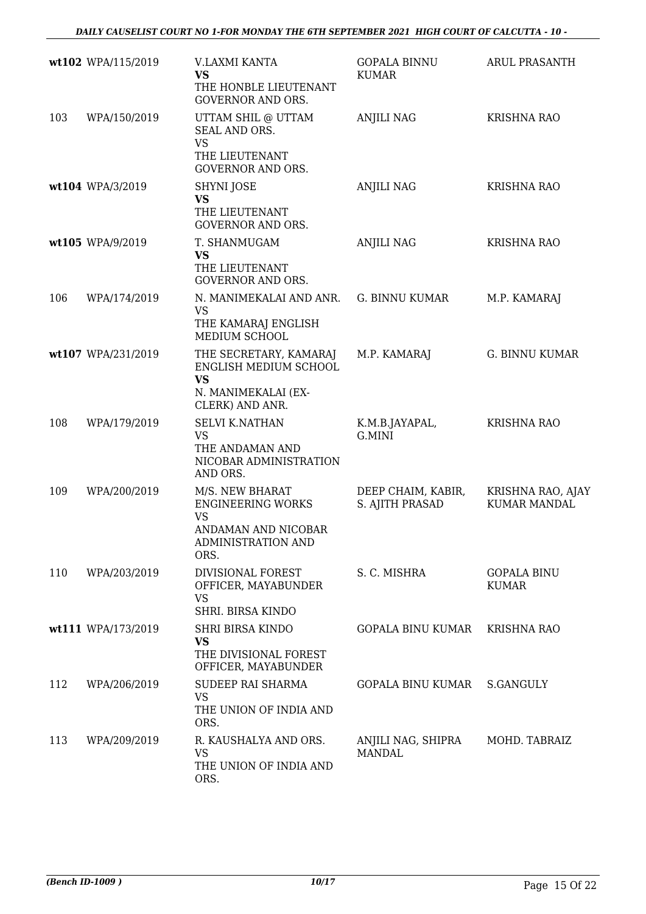| | | | | |
|---|---|---|---|---|
| wt102 | WPA/115/2019 | V.LAXMI KANTA<br>**VS**<br>THE HONBLE LIEUTENANT GOVERNOR AND ORS. | GOPALA BINNU KUMAR | ARUL PRASANTH |
| 103 | WPA/150/2019 | UTTAM SHIL @ UTTAM SEAL AND ORS.<br>VS<br>THE LIEUTENANT GOVERNOR AND ORS. | ANJILI NAG | KRISHNA RAO |
| wt104 | WPA/3/2019 | SHYNI JOSE<br>**VS**<br>THE LIEUTENANT GOVERNOR AND ORS. | ANJILI NAG | KRISHNA RAO |
| wt105 | WPA/9/2019 | T. SHANMUGAM<br>**VS**<br>THE LIEUTENANT GOVERNOR AND ORS. | ANJILI NAG | KRISHNA RAO |
| 106 | WPA/174/2019 | N. MANIMEKALAI AND ANR.<br>VS<br>THE KAMARAJ ENGLISH MEDIUM SCHOOL | G. BINNU KUMAR | M.P. KAMARAJ |
| wt107 | WPA/231/2019 | THE SECRETARY, KAMARAJ ENGLISH MEDIUM SCHOOL<br>**VS**<br>N. MANIMEKALAI (EX-CLERK) AND ANR. | M.P. KAMARAJ | G. BINNU KUMAR |
| 108 | WPA/179/2019 | SELVI K.NATHAN<br>VS<br>THE ANDAMAN AND NICOBAR ADMINISTRATION AND ORS. | K.M.B.JAYAPAL, G.MINI | KRISHNA RAO |
| 109 | WPA/200/2019 | M/S. NEW BHARAT ENGINEERING WORKS<br>VS<br>ANDAMAN AND NICOBAR ADMINISTRATION AND ORS. | DEEP CHAIM, KABIR, S. AJITH PRASAD | KRISHNA RAO, AJAY KUMAR MANDAL |
| 110 | WPA/203/2019 | DIVISIONAL FOREST OFFICER, MAYABUNDER<br>VS<br>SHRI. BIRSA KINDO | S. C. MISHRA | GOPALA BINU KUMAR |
| wt111 | WPA/173/2019 | SHRI BIRSA KINDO<br>**VS**<br>THE DIVISIONAL FOREST OFFICER, MAYABUNDER | GOPALA BINU KUMAR | KRISHNA RAO |
| 112 | WPA/206/2019 | SUDEEP RAI SHARMA<br>VS<br>THE UNION OF INDIA AND ORS. | GOPALA BINU KUMAR | S.GANGULY |
| 113 | WPA/209/2019 | R. KAUSHALYA AND ORS.<br>VS<br>THE UNION OF INDIA AND ORS. | ANJILI NAG, SHIPRA MANDAL | MOHD. TABRAIZ |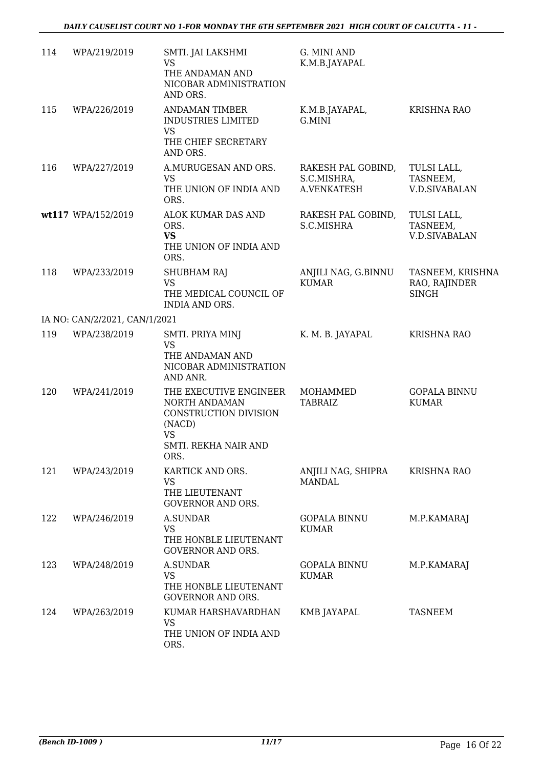| 114 | WPA/219/2019 | SMTI. JAI LAKSHMI<br>VS<br>THE ANDAMAN AND NICOBAR ADMINISTRATION AND ORS. | G. MINI AND K.M.B.JAYAPAL | |
|---|---|---|---|---|
| 115 | WPA/226/2019 | ANDAMAN TIMBER INDUSTRIES LIMITED<br>VS<br>THE CHIEF SECRETARY AND ORS. | K.M.B.JAYAPAL, G.MINI | KRISHNA RAO |
| 116 | WPA/227/2019 | A.MURUGESAN AND ORS.<br>VS<br>THE UNION OF INDIA AND ORS. | RAKESH PAL GOBIND, S.C.MISHRA, A.VENKATESH | TULSI LALL, TASNEEM, V.D.SIVABALAN |
| **wt117** | WPA/152/2019 | ALOK KUMAR DAS AND ORS.<br>**VS**<br>THE UNION OF INDIA AND ORS. | RAKESH PAL GOBIND, S.C.MISHRA | TULSI LALL, TASNEEM, V.D.SIVABALAN |
| 118 | WPA/233/2019 | SHUBHAM RAJ<br>VS<br>THE MEDICAL COUNCIL OF INDIA AND ORS. | ANJILI NAG, G.BINNU KUMAR | TASNEEM, KRISHNA RAO, RAJINDER SINGH |
| IA NO: CAN/2/2021, CAN/1/2021 | | | | |
| 119 | WPA/238/2019 | SMTI. PRIYA MINJ<br>VS<br>THE ANDAMAN AND NICOBAR ADMINISTRATION AND ANR. | K. M. B. JAYAPAL | KRISHNA RAO |
| 120 | WPA/241/2019 | THE EXECUTIVE ENGINEER NORTH ANDAMAN CONSTRUCTION DIVISION (NACD)<br>VS<br>SMTI. REKHA NAIR AND ORS. | MOHAMMED TABRAIZ | GOPALA BINNU KUMAR |
| 121 | WPA/243/2019 | KARTICK AND ORS.<br>VS<br>THE LIEUTENANT GOVERNOR AND ORS. | ANJILI NAG, SHIPRA MANDAL | KRISHNA RAO |
| 122 | WPA/246/2019 | A.SUNDAR<br>VS<br>THE HONBLE LIEUTENANT GOVERNOR AND ORS. | GOPALA BINNU KUMAR | M.P.KAMARAJ |
| 123 | WPA/248/2019 | A.SUNDAR<br>VS<br>THE HONBLE LIEUTENANT GOVERNOR AND ORS. | GOPALA BINNU KUMAR | M.P.KAMARAJ |
| 124 | WPA/263/2019 | KUMAR HARSHAVARDHAN<br>VS<br>THE UNION OF INDIA AND ORS. | KMB JAYAPAL | TASNEEM |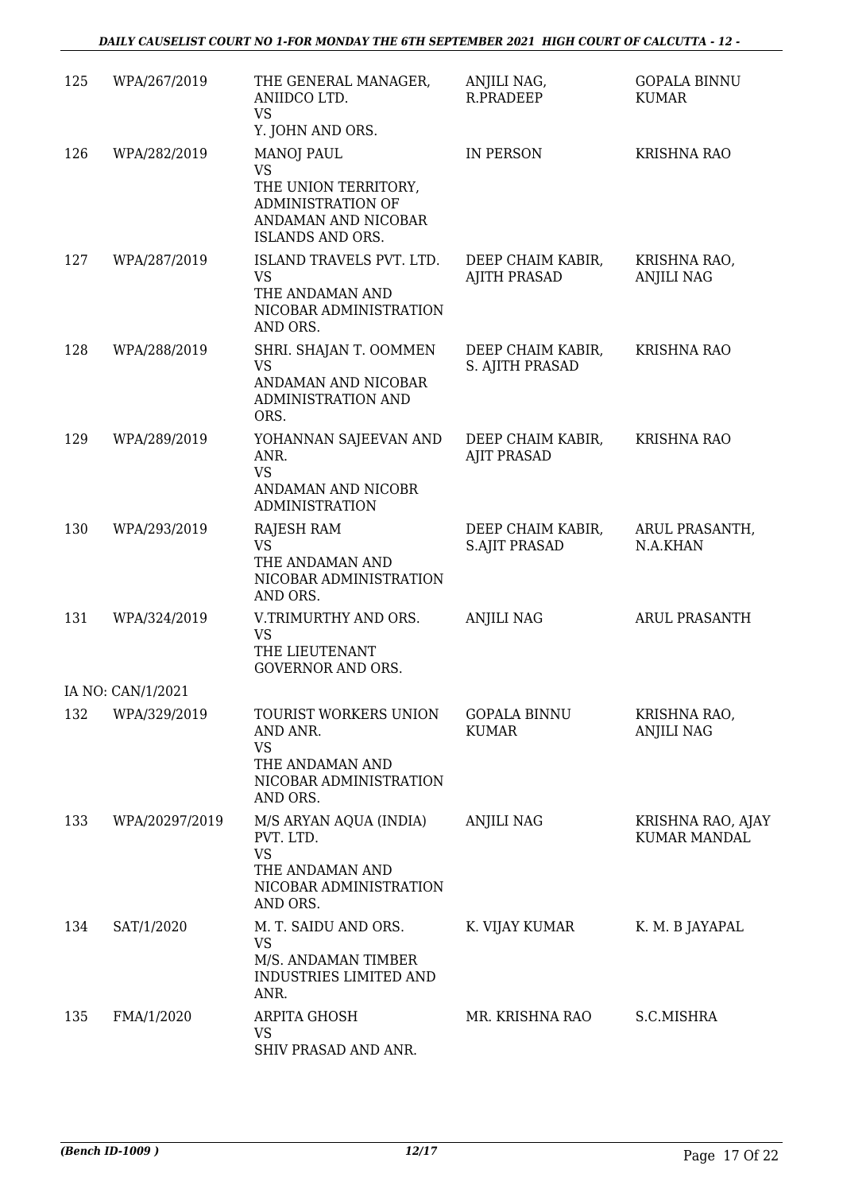| | | | | |
|---|---|---|---|---|
| 125 | WPA/267/2019 | THE GENERAL MANAGER, ANIIDCO LTD.<br>VS<br>Y. JOHN AND ORS. | ANJILI NAG, R.PRADEEP | GOPALA BINNU KUMAR |
| 126 | WPA/282/2019 | MANOJ PAUL<br>VS<br>THE UNION TERRITORY, ADMINISTRATION OF ANDAMAN AND NICOBAR ISLANDS AND ORS. | IN PERSON | KRISHNA RAO |
| 127 | WPA/287/2019 | ISLAND TRAVELS PVT. LTD.<br>VS<br>THE ANDAMAN AND NICOBAR ADMINISTRATION AND ORS. | DEEP CHAIM KABIR, AJITH PRASAD | KRISHNA RAO, ANJILI NAG |
| 128 | WPA/288/2019 | SHRI. SHAJAN T. OOMMEN<br>VS<br>ANDAMAN AND NICOBAR ADMINISTRATION AND ORS. | DEEP CHAIM KABIR, S. AJITH PRASAD | KRISHNA RAO |
| 129 | WPA/289/2019 | YOHANNAN SAJEEVAN AND ANR.<br>VS<br>ANDAMAN AND NICOBR ADMINISTRATION | DEEP CHAIM KABIR, AJIT PRASAD | KRISHNA RAO |
| 130 | WPA/293/2019 | RAJESH RAM<br>VS<br>THE ANDAMAN AND NICOBAR ADMINISTRATION AND ORS. | DEEP CHAIM KABIR, S.AJIT PRASAD | ARUL PRASANTH, N.A.KHAN |
| 131 | WPA/324/2019 | V.TRIMURTHY AND ORS.<br>VS<br>THE LIEUTENANT GOVERNOR AND ORS. | ANJILI NAG | ARUL PRASANTH |
| IA NO: CAN/1/2021 | | | | |
| 132 | WPA/329/2019 | TOURIST WORKERS UNION AND ANR.<br>VS<br>THE ANDAMAN AND NICOBAR ADMINISTRATION AND ORS. | GOPALA BINNU KUMAR | KRISHNA RAO, ANJILI NAG |
| 133 | WPA/20297/2019 | M/S ARYAN AQUA (INDIA) PVT. LTD.<br>VS<br>THE ANDAMAN AND NICOBAR ADMINISTRATION AND ORS. | ANJILI NAG | KRISHNA RAO, AJAY KUMAR MANDAL |
| 134 | SAT/1/2020 | M. T. SAIDU AND ORS.<br>VS<br>M/S. ANDAMAN TIMBER INDUSTRIES LIMITED AND ANR. | K. VIJAY KUMAR | K. M. B JAYAPAL |
| 135 | FMA/1/2020 | ARPITA GHOSH<br>VS<br>SHIV PRASAD AND ANR. | MR. KRISHNA RAO | S.C.MISHRA |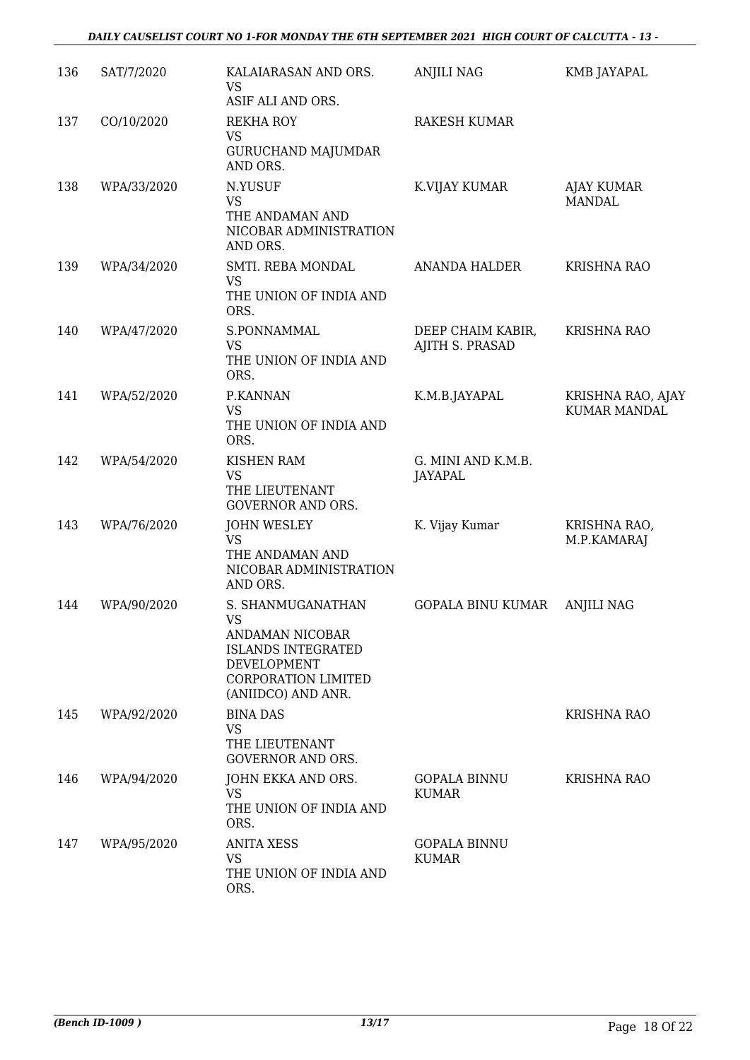| 136 | SAT/7/2020 | KALAIARASAN AND ORS.<br>VS<br>ASIF ALI AND ORS. | ANJILI NAG | KMB JAYAPAL |
|---|---|---|---|---|
| 137 | CO/10/2020 | REKHA ROY<br>VS<br>GURUCHAND MAJUMDAR AND ORS. | RAKESH KUMAR | |
| 138 | WPA/33/2020 | N.YUSUF<br>VS<br>THE ANDAMAN AND NICOBAR ADMINISTRATION AND ORS. | K.VIJAY KUMAR | AJAY KUMAR MANDAL |
| 139 | WPA/34/2020 | SMTI. REBA MONDAL<br>VS<br>THE UNION OF INDIA AND ORS. | ANANDA HALDER | KRISHNA RAO |
| 140 | WPA/47/2020 | S.PONNAMMAL<br>VS<br>THE UNION OF INDIA AND ORS. | DEEP CHAIM KABIR, AJITH S. PRASAD | KRISHNA RAO |
| 141 | WPA/52/2020 | P.KANNAN<br>VS<br>THE UNION OF INDIA AND ORS. | K.M.B.JAYAPAL | KRISHNA RAO, AJAY KUMAR MANDAL |
| 142 | WPA/54/2020 | KISHEN RAM<br>VS<br>THE LIEUTENANT GOVERNOR AND ORS. | G. MINI AND K.M.B. JAYAPAL | |
| 143 | WPA/76/2020 | JOHN WESLEY<br>VS<br>THE ANDAMAN AND NICOBAR ADMINISTRATION AND ORS. | K. Vijay Kumar | KRISHNA RAO, M.P.KAMARAJ |
| 144 | WPA/90/2020 | S. SHANMUGANATHAN<br>VS<br>ANDAMAN NICOBAR ISLANDS INTEGRATED DEVELOPMENT CORPORATION LIMITED (ANIIDCO) AND ANR. | GOPALA BINU KUMAR | ANJILI NAG |
| 145 | WPA/92/2020 | BINA DAS<br>VS<br>THE LIEUTENANT GOVERNOR AND ORS. | | KRISHNA RAO |
| 146 | WPA/94/2020 | JOHN EKKA AND ORS.<br>VS<br>THE UNION OF INDIA AND ORS. | GOPALA BINNU KUMAR | KRISHNA RAO |
| 147 | WPA/95/2020 | ANITA XESS<br>VS<br>THE UNION OF INDIA AND ORS. | GOPALA BINNU KUMAR | |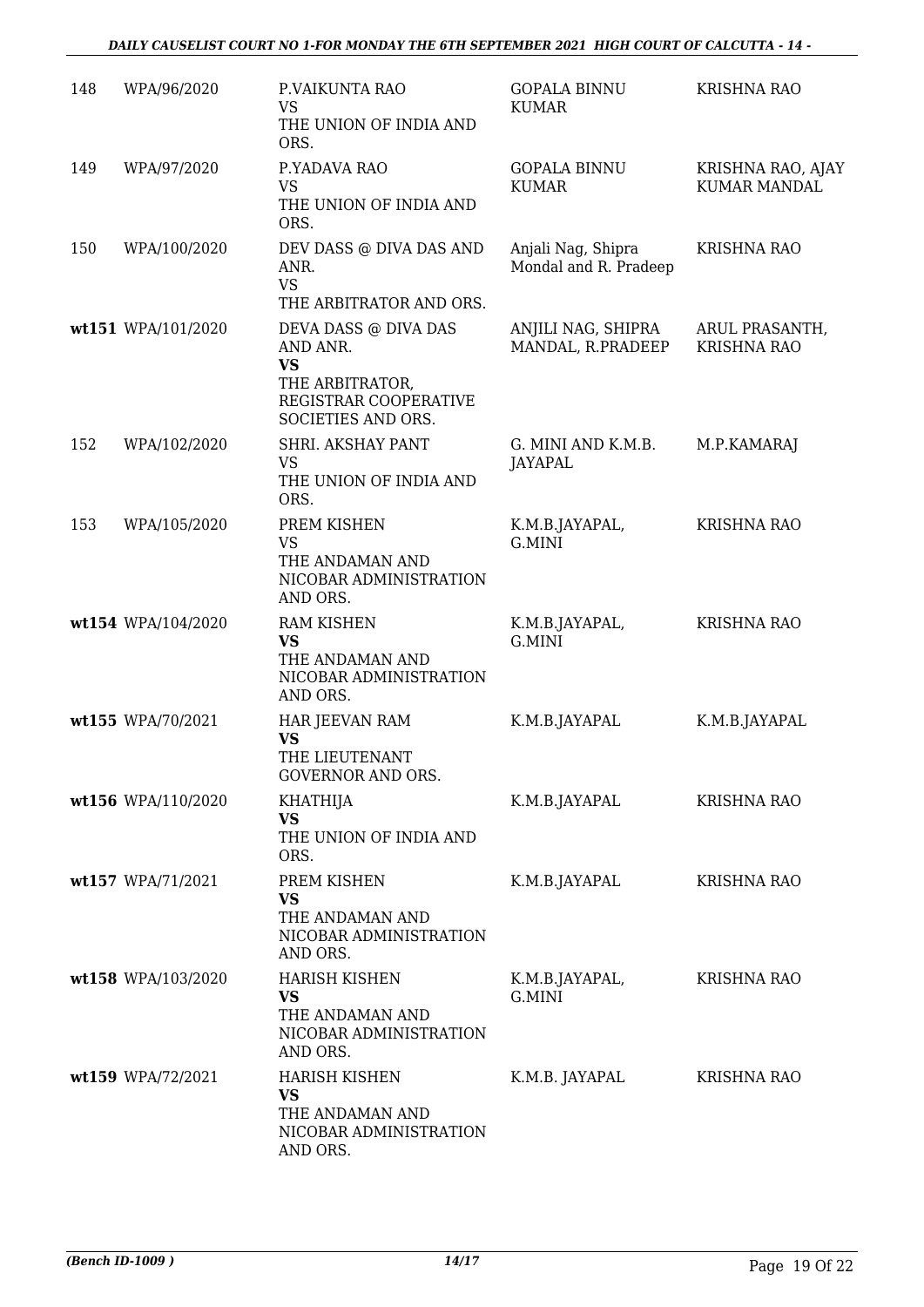| 148 | WPA/96/2020 | P.VAIKUNTA RAO<br>VS<br>THE UNION OF INDIA AND ORS. | GOPALA BINNU KUMAR | KRISHNA RAO |
|---|---|---|---|---|
| 149 | WPA/97/2020 | P.YADAVA RAO<br>VS<br>THE UNION OF INDIA AND ORS. | GOPALA BINNU KUMAR | KRISHNA RAO, AJAY KUMAR MANDAL |
| 150 | WPA/100/2020 | DEV DASS @ DIVA DAS AND ANR.<br>VS<br>THE ARBITRATOR AND ORS. | Anjali Nag, Shipra Mondal and R. Pradeep | KRISHNA RAO |
| **wt**151 | WPA/101/2020 | DEVA DASS @ DIVA DAS AND ANR.<br>**VS**<br>THE ARBITRATOR, REGISTRAR COOPERATIVE SOCIETIES AND ORS. | ANJILI NAG, SHIPRA MANDAL, R.PRADEEP | ARUL PRASANTH, KRISHNA RAO |
| 152 | WPA/102/2020 | SHRI. AKSHAY PANT<br>VS<br>THE UNION OF INDIA AND ORS. | G. MINI AND K.M.B. JAYAPAL | M.P.KAMARAJ |
| 153 | WPA/105/2020 | PREM KISHEN<br>VS<br>THE ANDAMAN AND NICOBAR ADMINISTRATION AND ORS. | K.M.B.JAYAPAL, G.MINI | KRISHNA RAO |
| **wt**154 | WPA/104/2020 | RAM KISHEN<br>**VS**<br>THE ANDAMAN AND NICOBAR ADMINISTRATION AND ORS. | K.M.B.JAYAPAL, G.MINI | KRISHNA RAO |
| **wt**155 | WPA/70/2021 | HAR JEEVAN RAM<br>**VS**<br>THE LIEUTENANT GOVERNOR AND ORS. | K.M.B.JAYAPAL | K.M.B.JAYAPAL |
| **wt**156 | WPA/110/2020 | KHATHIJA<br>**VS**<br>THE UNION OF INDIA AND ORS. | K.M.B.JAYAPAL | KRISHNA RAO |
| **wt**157 | WPA/71/2021 | PREM KISHEN<br>**VS**<br>THE ANDAMAN AND NICOBAR ADMINISTRATION AND ORS. | K.M.B.JAYAPAL | KRISHNA RAO |
| **wt**158 | WPA/103/2020 | HARISH KISHEN<br>**VS**<br>THE ANDAMAN AND NICOBAR ADMINISTRATION AND ORS. | K.M.B.JAYAPAL, G.MINI | KRISHNA RAO |
| **wt**159 | WPA/72/2021 | HARISH KISHEN<br>**VS**<br>THE ANDAMAN AND NICOBAR ADMINISTRATION AND ORS. | K.M.B. JAYAPAL | KRISHNA RAO |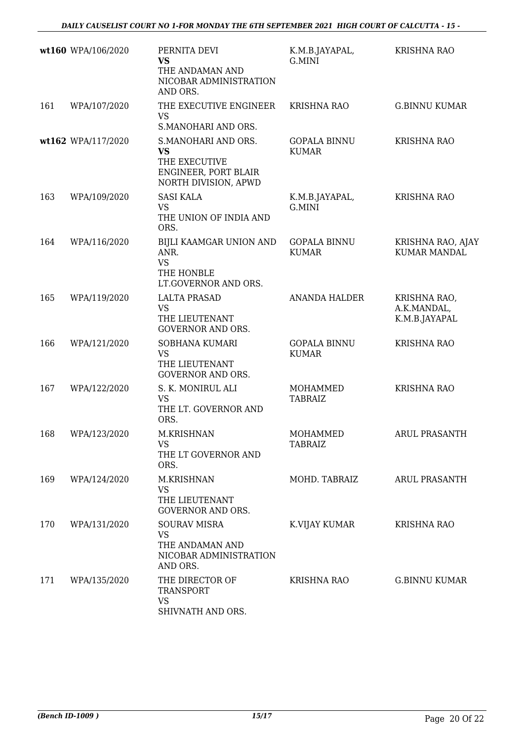| | | | | |
|---|---|---|---|---|
| **wt160** | WPA/106/2020 | PERNITA DEVI<br>**VS**<br>THE ANDAMAN AND NICOBAR ADMINISTRATION AND ORS. | K.M.B.JAYAPAL, G.MINI | KRISHNA RAO |
| 161 | WPA/107/2020 | THE EXECUTIVE ENGINEER<br>VS<br>S.MANOHARI AND ORS. | KRISHNA RAO | G.BINNU KUMAR |
| **wt162** | WPA/117/2020 | S.MANOHARI AND ORS.<br>**VS**<br>THE EXECUTIVE ENGINEER, PORT BLAIR NORTH DIVISION, APWD | GOPALA BINNU KUMAR | KRISHNA RAO |
| 163 | WPA/109/2020 | SASI KALA<br>VS<br>THE UNION OF INDIA AND ORS. | K.M.B.JAYAPAL, G.MINI | KRISHNA RAO |
| 164 | WPA/116/2020 | BIJLI KAAMGAR UNION AND ANR.<br>VS<br>THE HONBLE LT.GOVERNOR AND ORS. | GOPALA BINNU KUMAR | KRISHNA RAO, AJAY KUMAR MANDAL |
| 165 | WPA/119/2020 | LALTA PRASAD<br>VS<br>THE LIEUTENANT GOVERNOR AND ORS. | ANANDA HALDER | KRISHNA RAO, A.K.MANDAL, K.M.B.JAYAPAL |
| 166 | WPA/121/2020 | SOBHANA KUMARI<br>VS<br>THE LIEUTENANT GOVERNOR AND ORS. | GOPALA BINNU KUMAR | KRISHNA RAO |
| 167 | WPA/122/2020 | S. K. MONIRUL ALI<br>VS<br>THE LT. GOVERNOR AND ORS. | MOHAMMED TABRAIZ | KRISHNA RAO |
| 168 | WPA/123/2020 | M.KRISHNAN<br>VS<br>THE LT GOVERNOR AND ORS. | MOHAMMED TABRAIZ | ARUL PRASANTH |
| 169 | WPA/124/2020 | M.KRISHNAN<br>VS<br>THE LIEUTENANT GOVERNOR AND ORS. | MOHD. TABRAIZ | ARUL PRASANTH |
| 170 | WPA/131/2020 | SOURAV MISRA<br>VS<br>THE ANDAMAN AND NICOBAR ADMINISTRATION AND ORS. | K.VIJAY KUMAR | KRISHNA RAO |
| 171 | WPA/135/2020 | THE DIRECTOR OF TRANSPORT<br>VS<br>SHIVNATH AND ORS. | KRISHNA RAO | G.BINNU KUMAR |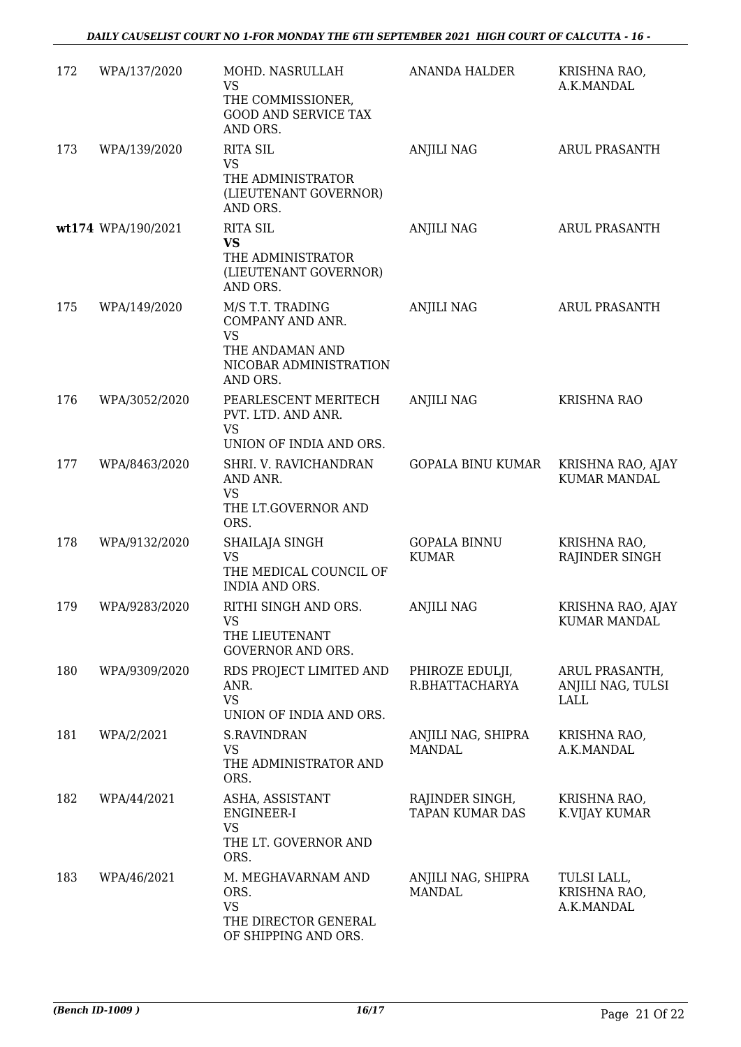| | | | | |
|---|---|---|---|---|
| 172 | WPA/137/2020 | MOHD. NASRULLAH<br>VS<br>THE COMMISSIONER, GOOD AND SERVICE TAX AND ORS. | ANANDA HALDER | KRISHNA RAO, A.K.MANDAL |
| 173 | WPA/139/2020 | RITA SIL<br>VS<br>THE ADMINISTRATOR (LIEUTENANT GOVERNOR) AND ORS. | ANJILI NAG | ARUL PRASANTH |
| **wt**174 | WPA/190/2021 | RITA SIL<br>**VS**<br>THE ADMINISTRATOR (LIEUTENANT GOVERNOR) AND ORS. | ANJILI NAG | ARUL PRASANTH |
| 175 | WPA/149/2020 | M/S T.T. TRADING COMPANY AND ANR.<br>VS<br>THE ANDAMAN AND NICOBAR ADMINISTRATION AND ORS. | ANJILI NAG | ARUL PRASANTH |
| 176 | WPA/3052/2020 | PEARLESCENT MERITECH PVT. LTD. AND ANR.<br>VS<br>UNION OF INDIA AND ORS. | ANJILI NAG | KRISHNA RAO |
| 177 | WPA/8463/2020 | SHRI. V. RAVICHANDRAN AND ANR.<br>VS<br>THE LT.GOVERNOR AND ORS. | GOPALA BINU KUMAR | KRISHNA RAO, AJAY KUMAR MANDAL |
| 178 | WPA/9132/2020 | SHAILAJA SINGH<br>VS<br>THE MEDICAL COUNCIL OF INDIA AND ORS. | GOPALA BINNU KUMAR | KRISHNA RAO, RAJINDER SINGH |
| 179 | WPA/9283/2020 | RITHI SINGH AND ORS.<br>VS<br>THE LIEUTENANT GOVERNOR AND ORS. | ANJILI NAG | KRISHNA RAO, AJAY KUMAR MANDAL |
| 180 | WPA/9309/2020 | RDS PROJECT LIMITED AND ANR.<br>VS<br>UNION OF INDIA AND ORS. | PHIROZE EDULJI, R.BHATTACHARYA | ARUL PRASANTH, ANJILI NAG, TULSI LALL |
| 181 | WPA/2/2021 | S.RAVINDRAN<br>VS<br>THE ADMINISTRATOR AND ORS. | ANJILI NAG, SHIPRA MANDAL | KRISHNA RAO, A.K.MANDAL |
| 182 | WPA/44/2021 | ASHA, ASSISTANT ENGINEER-I<br>VS<br>THE LT. GOVERNOR AND ORS. | RAJINDER SINGH, TAPAN KUMAR DAS | KRISHNA RAO, K.VIJAY KUMAR |
| 183 | WPA/46/2021 | M. MEGHAVARNAM AND ORS.<br>VS<br>THE DIRECTOR GENERAL OF SHIPPING AND ORS. | ANJILI NAG, SHIPRA MANDAL | TULSI LALL, KRISHNA RAO, A.K.MANDAL |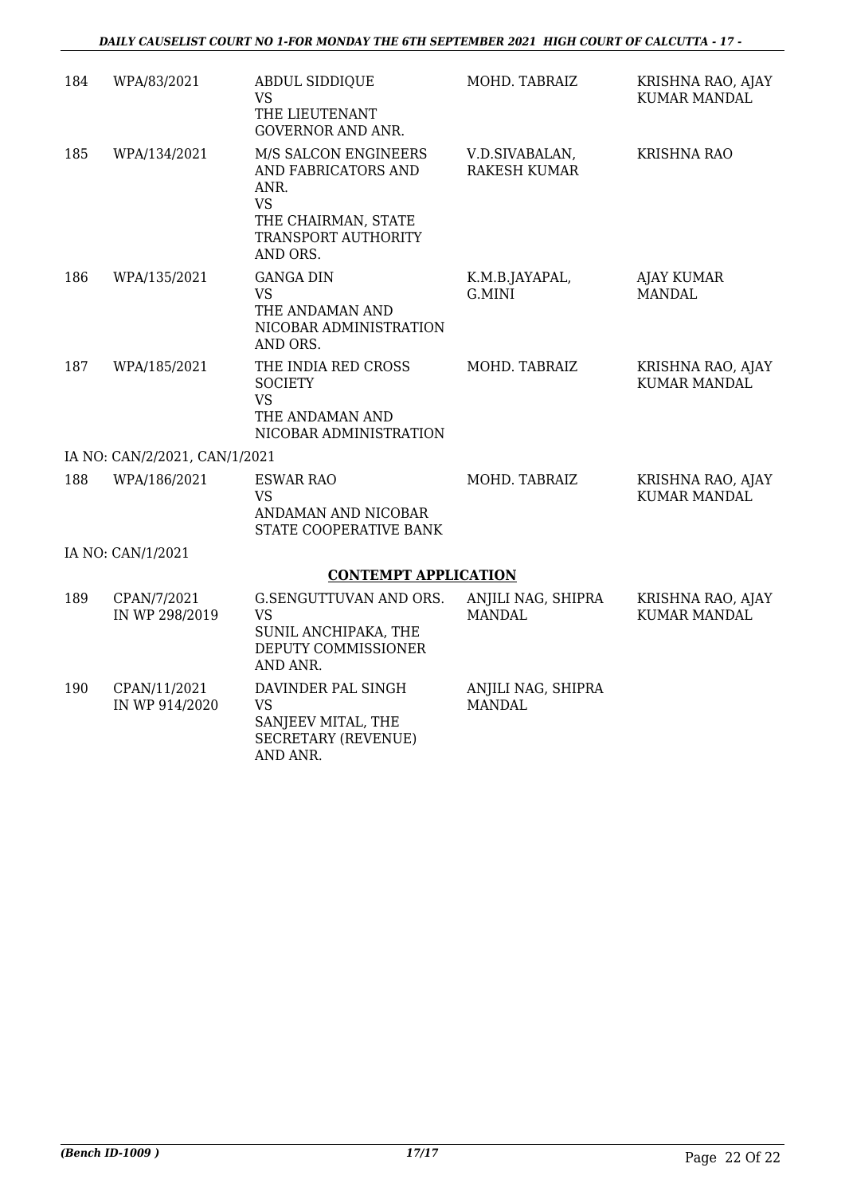| | | | | |
|---|---|---|---|---|
| 184 | WPA/83/2021 | ABDUL SIDDIQUE<br>VS<br>THE LIEUTENANT GOVERNOR AND ANR. | MOHD. TABRAIZ | KRISHNA RAO, AJAY KUMAR MANDAL |
| 185 | WPA/134/2021 | M/S SALCON ENGINEERS AND FABRICATORS AND ANR.<br>VS<br>THE CHAIRMAN, STATE TRANSPORT AUTHORITY AND ORS. | V.D.SIVABALAN, RAKESH KUMAR | KRISHNA RAO |
| 186 | WPA/135/2021 | GANGA DIN<br>VS<br>THE ANDAMAN AND NICOBAR ADMINISTRATION AND ORS. | K.M.B.JAYAPAL, G.MINI | AJAY KUMAR MANDAL |
| 187 | WPA/185/2021 | THE INDIA RED CROSS SOCIETY<br>VS<br>THE ANDAMAN AND NICOBAR ADMINISTRATION | MOHD. TABRAIZ | KRISHNA RAO, AJAY KUMAR MANDAL |
| | IA NO: CAN/2/2021, CAN/1/2021 | | | |
| 188 | WPA/186/2021 | ESWAR RAO<br>VS<br>ANDAMAN AND NICOBAR STATE COOPERATIVE BANK | MOHD. TABRAIZ | KRISHNA RAO, AJAY KUMAR MANDAL |
| | IA NO: CAN/1/2021 | | | |

## CONTEMPT APPLICATION

| | | | | |
|---|---|---|---|---|
| 189 | CPAN/7/2021 IN WP 298/2019 | G.SENGUTTUVAN AND ORS.<br>VS<br>SUNIL ANCHIPAKA, THE DEPUTY COMMISSIONER AND ANR. | ANJILI NAG, SHIPRA MANDAL | KRISHNA RAO, AJAY KUMAR MANDAL |
| 190 | CPAN/11/2021 IN WP 914/2020 | DAVINDER PAL SINGH<br>VS<br>SANJEEV MITAL, THE SECRETARY (REVENUE) AND ANR. | ANJILI NAG, SHIPRA MANDAL | |